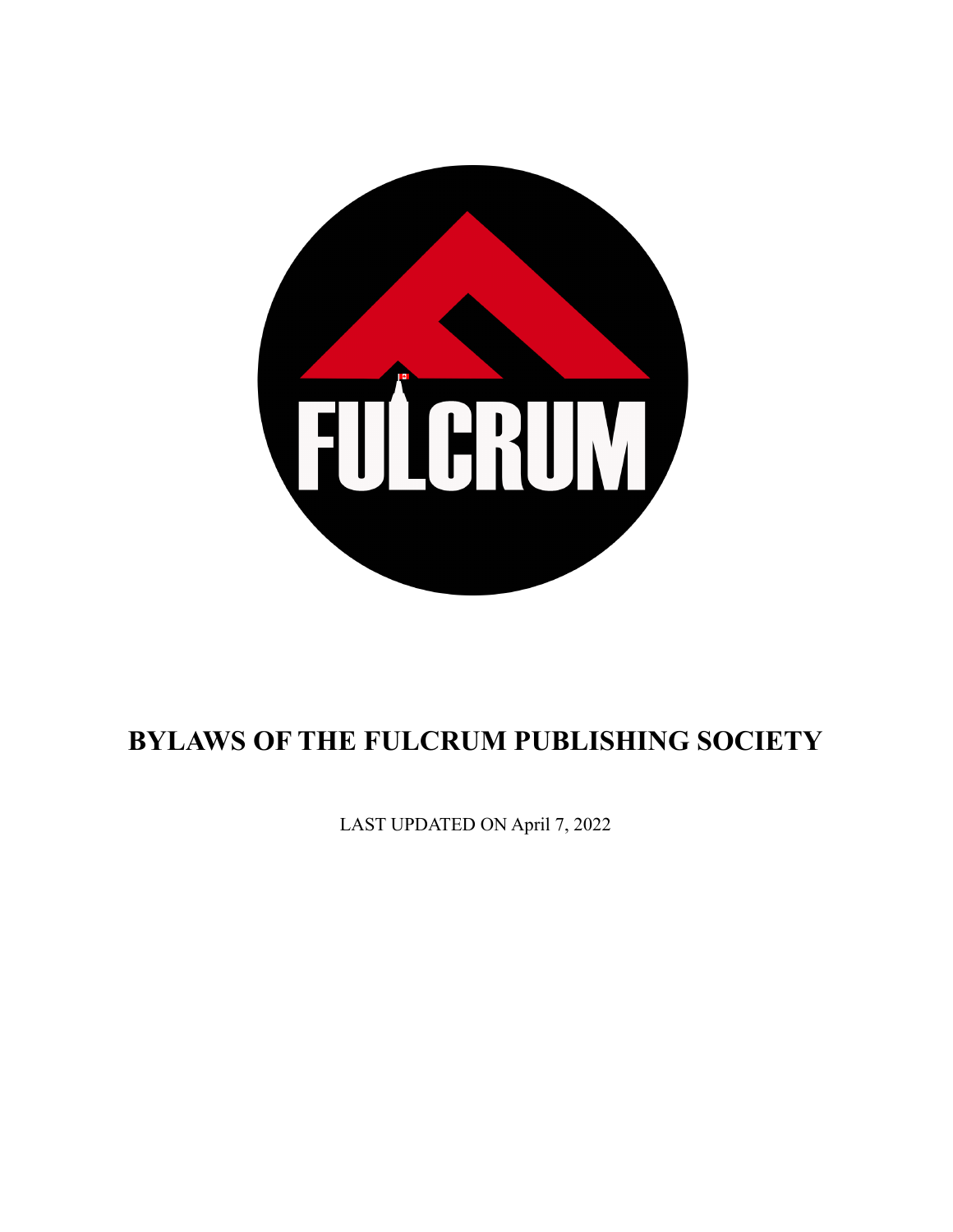# BYLAWS OF THE FULCRUM PUBLISHING SOCIETY

LAST UPDATED ON April 7, 2022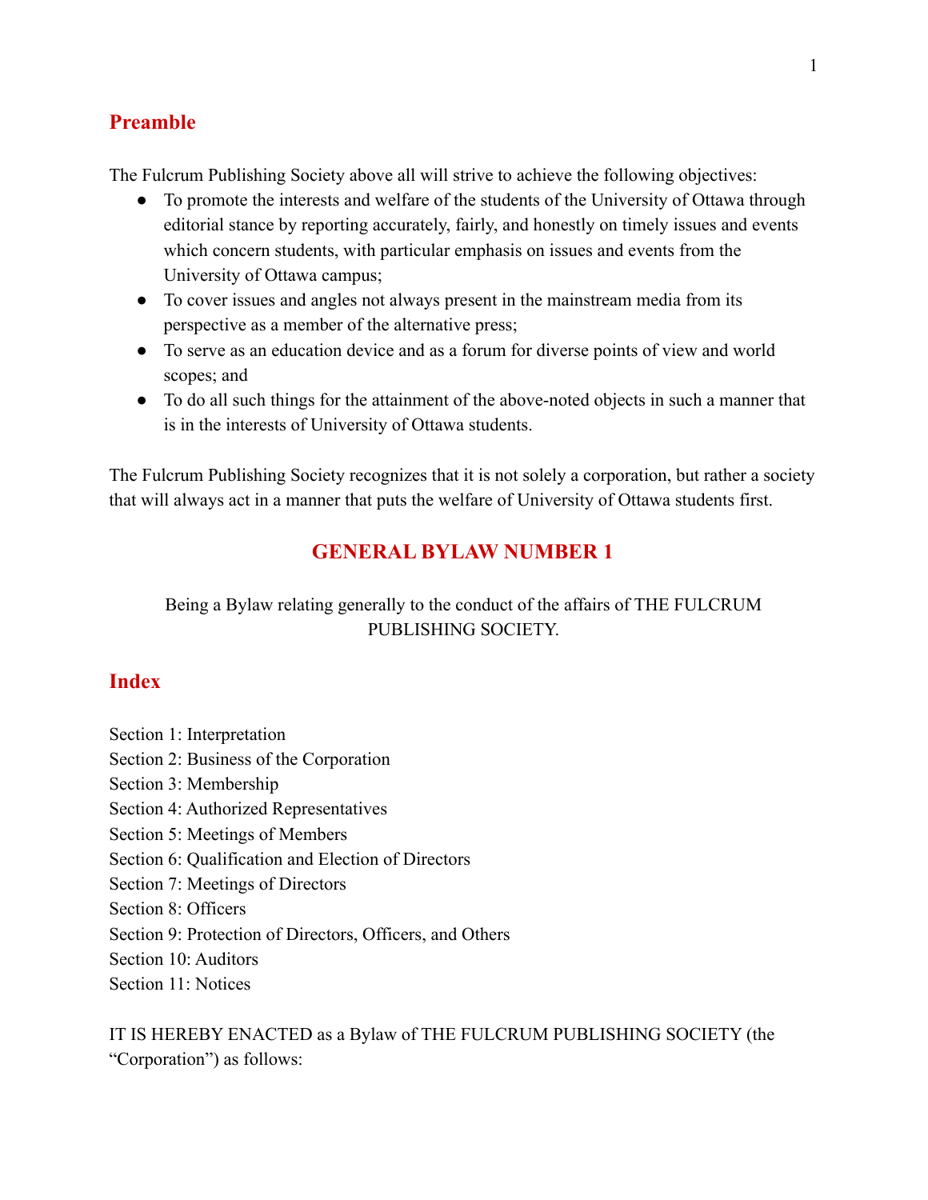## Preamble

The Fulcrum Publishing Society above all will strive to achieve the following objectives:

- To promote the interests and welfare of the students of the University of Ottawa through editorial stance by reporting accurately, fairly, and honestly on timely issues and events which concern students, with particular emphasis on issues and events from the University of Ottawa campus;
- To cover issues and angles not always present in the mainstream media from its perspective as a member of the alternative press;
- To serve as an education device and as a forum for diverse points of view and world scopes; and
- To do all such things for the attainment of the above-noted objects in such a manner that is in the interests of University of Ottawa students.

The Fulcrum Publishing Society recognizes that it is not solely a corporation, but rather a society that will always act in a manner that puts the welfare of University of Ottawa students first.

# GENERAL BYLAW NUMBER 1

Being a Bylaw relating generally to the conduct of the affairs of THE FULCRUM PUBLISHING SOCIETY.

## Index

Section 1: Interpretation
Section 2: Business of the Corporation
Section 3: Membership
Section 4: Authorized Representatives
Section 5: Meetings of Members
Section 6: Qualification and Election of Directors
Section 7: Meetings of Directors
Section 8: Officers
Section 9: Protection of Directors, Officers, and Others
Section 10: Auditors
Section 11: Notices

IT IS HEREBY ENACTED as a Bylaw of THE FULCRUM PUBLISHING SOCIETY (the "Corporation") as follows: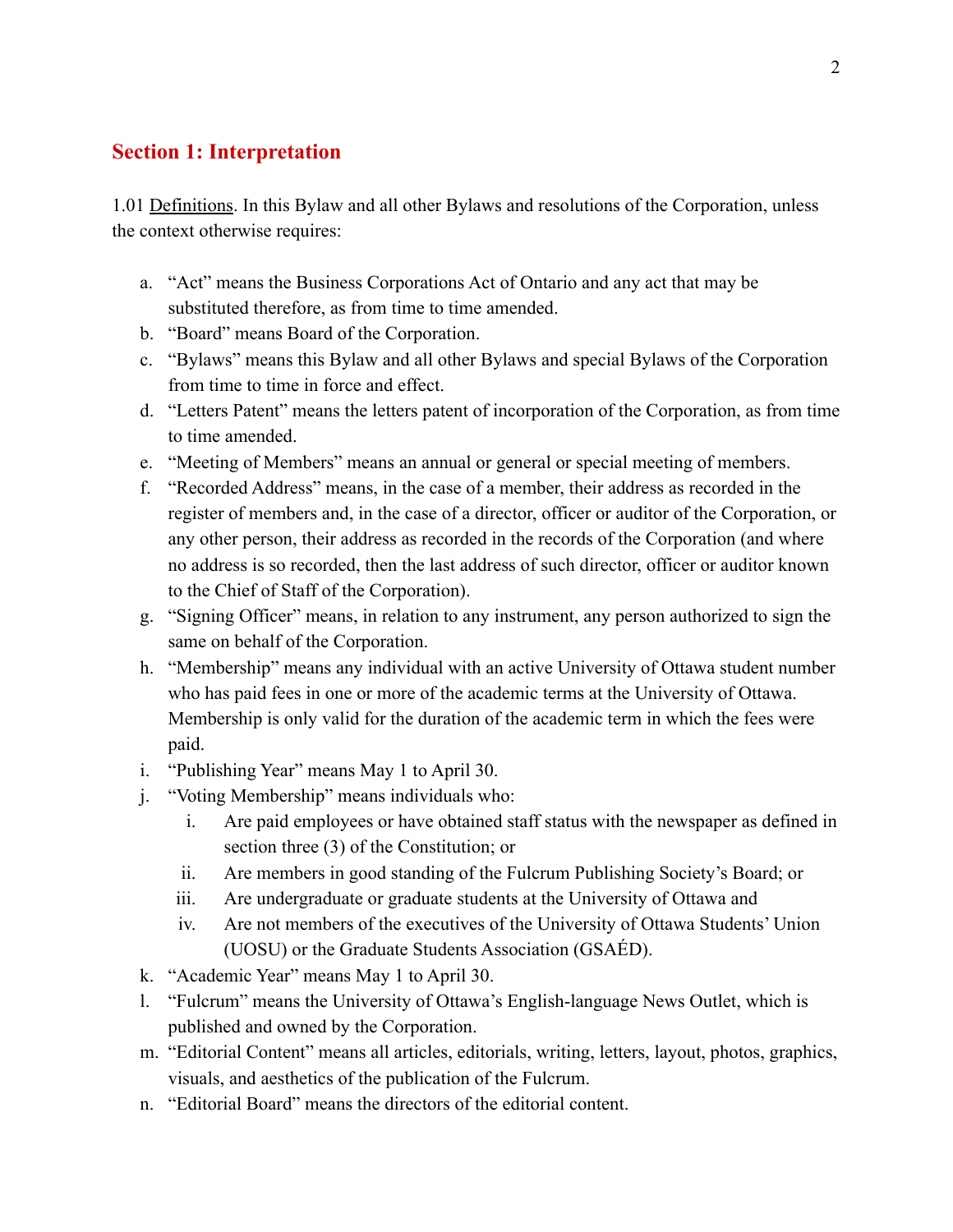## Section 1: Interpretation

1.01 Definitions. In this Bylaw and all other Bylaws and resolutions of the Corporation, unless the context otherwise requires:

a. "Act" means the Business Corporations Act of Ontario and any act that may be substituted therefore, as from time to time amended.
b. "Board" means Board of the Corporation.
c. "Bylaws" means this Bylaw and all other Bylaws and special Bylaws of the Corporation from time to time in force and effect.
d. "Letters Patent" means the letters patent of incorporation of the Corporation, as from time to time amended.
e. "Meeting of Members" means an annual or general or special meeting of members.
f. "Recorded Address" means, in the case of a member, their address as recorded in the register of members and, in the case of a director, officer or auditor of the Corporation, or any other person, their address as recorded in the records of the Corporation (and where no address is so recorded, then the last address of such director, officer or auditor known to the Chief of Staff of the Corporation).
g. "Signing Officer" means, in relation to any instrument, any person authorized to sign the same on behalf of the Corporation.
h. "Membership" means any individual with an active University of Ottawa student number who has paid fees in one or more of the academic terms at the University of Ottawa. Membership is only valid for the duration of the academic term in which the fees were paid.
i. "Publishing Year" means May 1 to April 30.
j. "Voting Membership" means individuals who:
    i. Are paid employees or have obtained staff status with the newspaper as defined in section three (3) of the Constitution; or
    ii. Are members in good standing of the Fulcrum Publishing Society's Board; or
    iii. Are undergraduate or graduate students at the University of Ottawa and
    iv. Are not members of the executives of the University of Ottawa Students' Union (UOSU) or the Graduate Students Association (GSAÉD).
k. "Academic Year" means May 1 to April 30.
l. "Fulcrum" means the University of Ottawa's English-language News Outlet, which is published and owned by the Corporation.
m. "Editorial Content" means all articles, editorials, writing, letters, layout, photos, graphics, visuals, and aesthetics of the publication of the Fulcrum.
n. "Editorial Board" means the directors of the editorial content.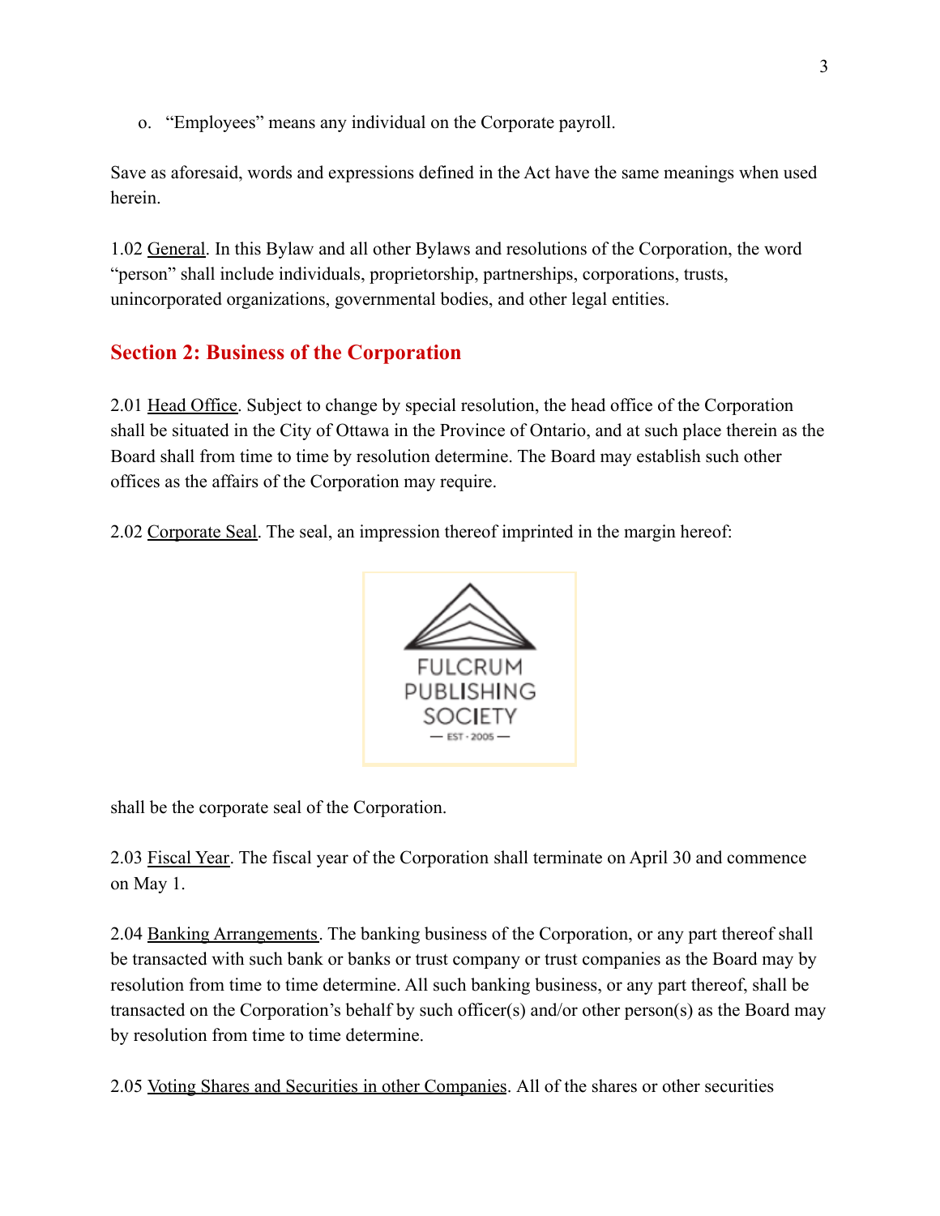o. "Employees" means any individual on the Corporate payroll.

Save as aforesaid, words and expressions defined in the Act have the same meanings when used herein.

1.02 General. In this Bylaw and all other Bylaws and resolutions of the Corporation, the word "person" shall include individuals, proprietorship, partnerships, corporations, trusts, unincorporated organizations, governmental bodies, and other legal entities.

## Section 2: Business of the Corporation

2.01 Head Office. Subject to change by special resolution, the head office of the Corporation shall be situated in the City of Ottawa in the Province of Ontario, and at such place therein as the Board shall from time to time by resolution determine. The Board may establish such other offices as the affairs of the Corporation may require.

2.02 Corporate Seal. The seal, an impression thereof imprinted in the margin hereof:

FULCRUM PUBLISHING SOCIETY — EST · 2005 —

shall be the corporate seal of the Corporation.

2.03 Fiscal Year. The fiscal year of the Corporation shall terminate on April 30 and commence on May 1.

2.04 Banking Arrangements. The banking business of the Corporation, or any part thereof shall be transacted with such bank or banks or trust company or trust companies as the Board may by resolution from time to time determine. All such banking business, or any part thereof, shall be transacted on the Corporation's behalf by such officer(s) and/or other person(s) as the Board may by resolution from time to time determine.

2.05 Voting Shares and Securities in other Companies. All of the shares or other securities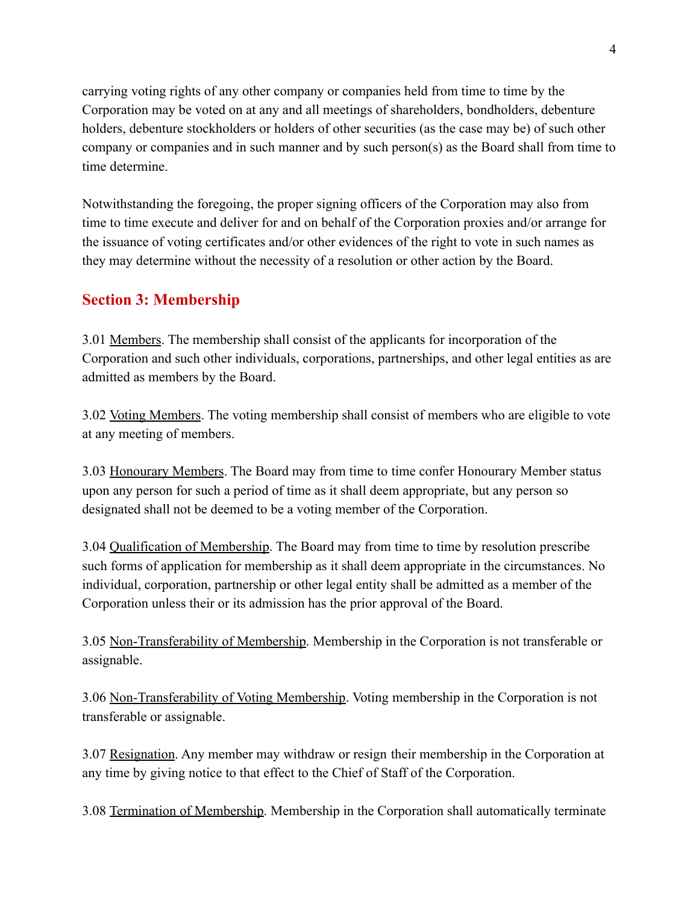carrying voting rights of any other company or companies held from time to time by the Corporation may be voted on at any and all meetings of shareholders, bondholders, debenture holders, debenture stockholders or holders of other securities (as the case may be) of such other company or companies and in such manner and by such person(s) as the Board shall from time to time determine.

Notwithstanding the foregoing, the proper signing officers of the Corporation may also from time to time execute and deliver for and on behalf of the Corporation proxies and/or arrange for the issuance of voting certificates and/or other evidences of the right to vote in such names as they may determine without the necessity of a resolution or other action by the Board.

## Section 3: Membership

3.01 Members. The membership shall consist of the applicants for incorporation of the Corporation and such other individuals, corporations, partnerships, and other legal entities as are admitted as members by the Board.

3.02 Voting Members. The voting membership shall consist of members who are eligible to vote at any meeting of members.

3.03 Honourary Members. The Board may from time to time confer Honourary Member status upon any person for such a period of time as it shall deem appropriate, but any person so designated shall not be deemed to be a voting member of the Corporation.

3.04 Qualification of Membership. The Board may from time to time by resolution prescribe such forms of application for membership as it shall deem appropriate in the circumstances. No individual, corporation, partnership or other legal entity shall be admitted as a member of the Corporation unless their or its admission has the prior approval of the Board.

3.05 Non-Transferability of Membership. Membership in the Corporation is not transferable or assignable.

3.06 Non-Transferability of Voting Membership. Voting membership in the Corporation is not transferable or assignable.

3.07 Resignation. Any member may withdraw or resign their membership in the Corporation at any time by giving notice to that effect to the Chief of Staff of the Corporation.

3.08 Termination of Membership. Membership in the Corporation shall automatically terminate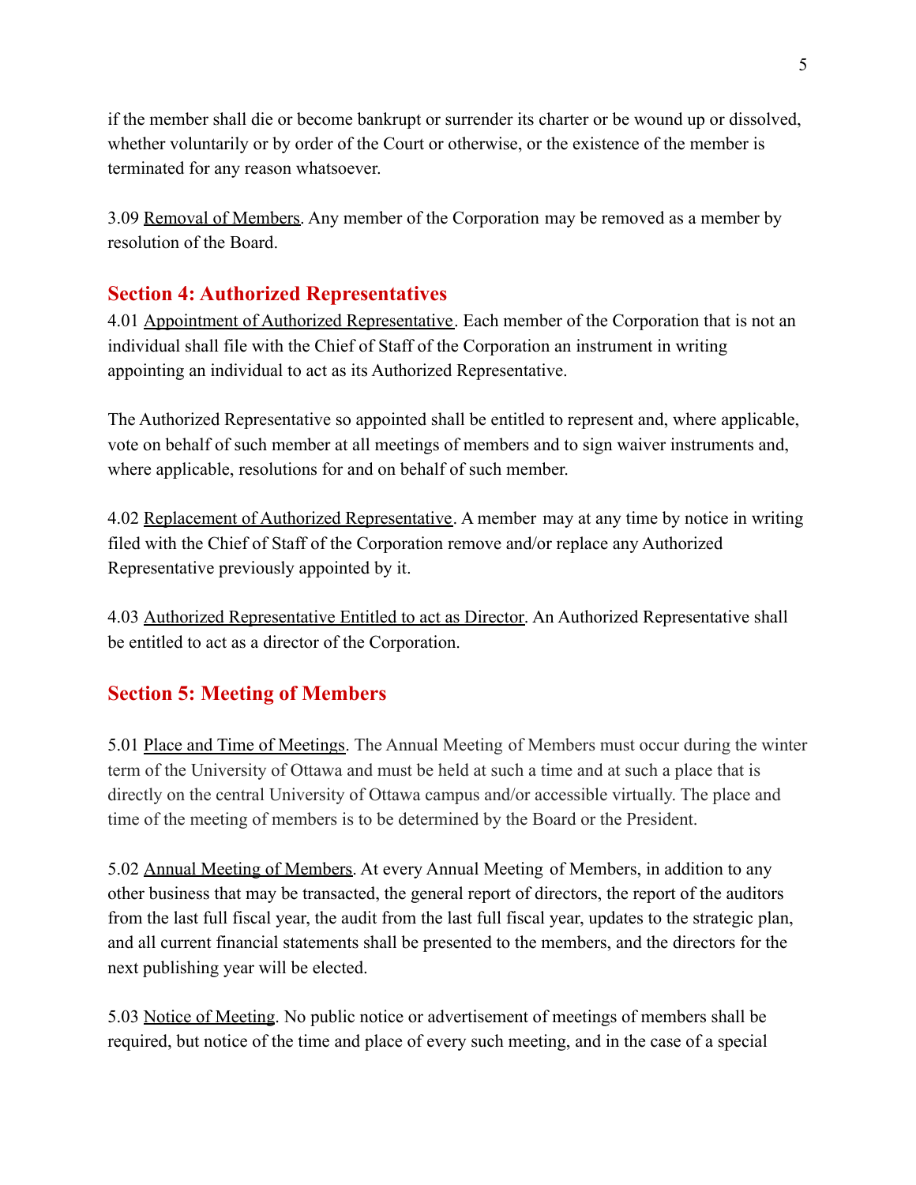if the member shall die or become bankrupt or surrender its charter or be wound up or dissolved, whether voluntarily or by order of the Court or otherwise, or the existence of the member is terminated for any reason whatsoever.

3.09 Removal of Members. Any member of the Corporation may be removed as a member by resolution of the Board.

## Section 4: Authorized Representatives

4.01 Appointment of Authorized Representative. Each member of the Corporation that is not an individual shall file with the Chief of Staff of the Corporation an instrument in writing appointing an individual to act as its Authorized Representative.

The Authorized Representative so appointed shall be entitled to represent and, where applicable, vote on behalf of such member at all meetings of members and to sign waiver instruments and, where applicable, resolutions for and on behalf of such member.

4.02 Replacement of Authorized Representative. A member may at any time by notice in writing filed with the Chief of Staff of the Corporation remove and/or replace any Authorized Representative previously appointed by it.

4.03 Authorized Representative Entitled to act as Director. An Authorized Representative shall be entitled to act as a director of the Corporation.

## Section 5: Meeting of Members

5.01 Place and Time of Meetings. The Annual Meeting of Members must occur during the winter term of the University of Ottawa and must be held at such a time and at such a place that is directly on the central University of Ottawa campus and/or accessible virtually. The place and time of the meeting of members is to be determined by the Board or the President.

5.02 Annual Meeting of Members. At every Annual Meeting of Members, in addition to any other business that may be transacted, the general report of directors, the report of the auditors from the last full fiscal year, the audit from the last full fiscal year, updates to the strategic plan, and all current financial statements shall be presented to the members, and the directors for the next publishing year will be elected.

5.03 Notice of Meeting. No public notice or advertisement of meetings of members shall be required, but notice of the time and place of every such meeting, and in the case of a special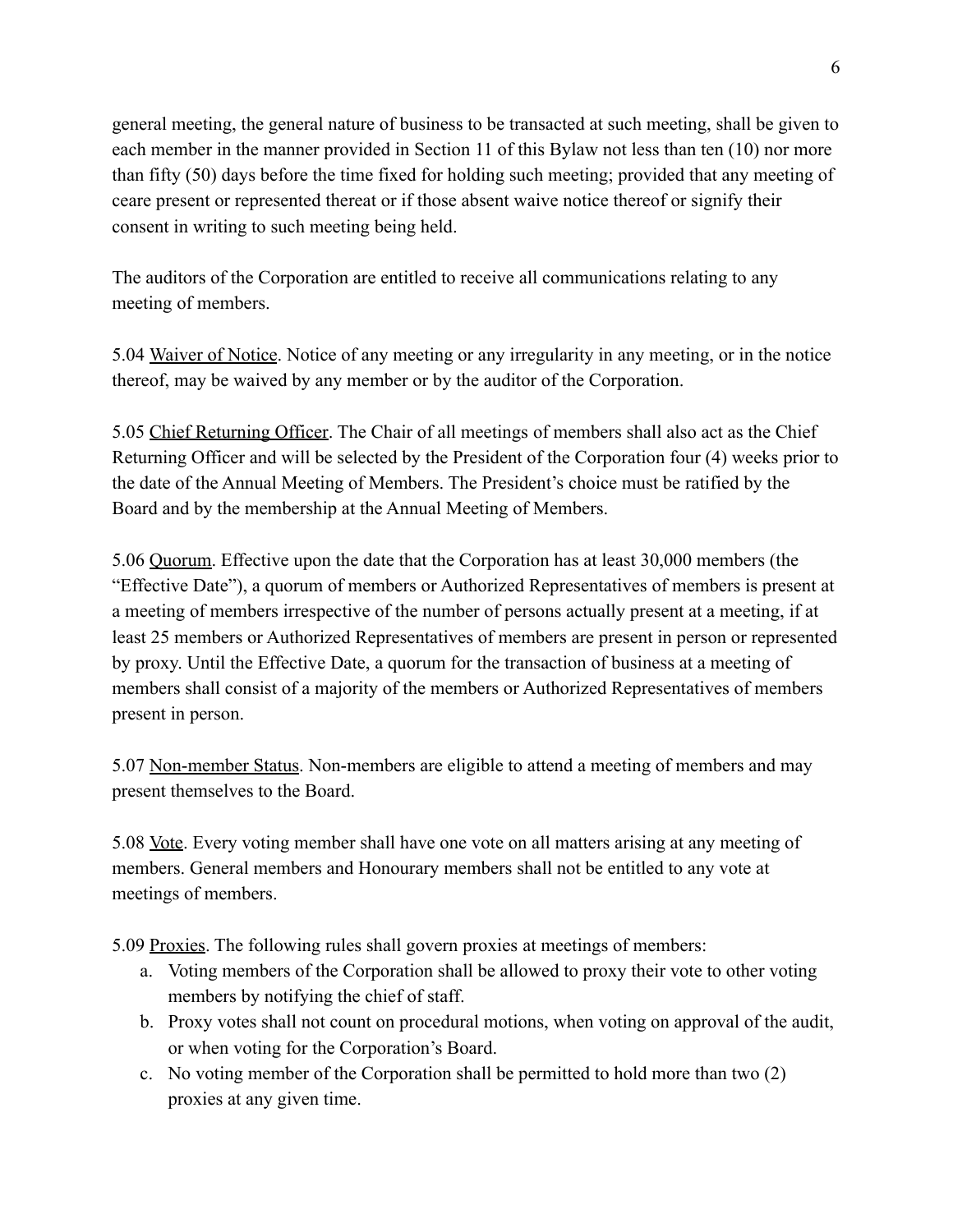general meeting, the general nature of business to be transacted at such meeting, shall be given to each member in the manner provided in Section 11 of this Bylaw not less than ten (10) nor more than fifty (50) days before the time fixed for holding such meeting; provided that any meeting of ceare present or represented thereat or if those absent waive notice thereof or signify their consent in writing to such meeting being held.

The auditors of the Corporation are entitled to receive all communications relating to any meeting of members.

5.04 Waiver of Notice. Notice of any meeting or any irregularity in any meeting, or in the notice thereof, may be waived by any member or by the auditor of the Corporation.

5.05 Chief Returning Officer. The Chair of all meetings of members shall also act as the Chief Returning Officer and will be selected by the President of the Corporation four (4) weeks prior to the date of the Annual Meeting of Members. The President's choice must be ratified by the Board and by the membership at the Annual Meeting of Members.

5.06 Quorum. Effective upon the date that the Corporation has at least 30,000 members (the "Effective Date"), a quorum of members or Authorized Representatives of members is present at a meeting of members irrespective of the number of persons actually present at a meeting, if at least 25 members or Authorized Representatives of members are present in person or represented by proxy. Until the Effective Date, a quorum for the transaction of business at a meeting of members shall consist of a majority of the members or Authorized Representatives of members present in person.

5.07 Non-member Status. Non-members are eligible to attend a meeting of members and may present themselves to the Board.

5.08 Vote. Every voting member shall have one vote on all matters arising at any meeting of members. General members and Honourary members shall not be entitled to any vote at meetings of members.

5.09 Proxies. The following rules shall govern proxies at meetings of members:

a. Voting members of the Corporation shall be allowed to proxy their vote to other voting members by notifying the chief of staff.
b. Proxy votes shall not count on procedural motions, when voting on approval of the audit, or when voting for the Corporation's Board.
c. No voting member of the Corporation shall be permitted to hold more than two (2) proxies at any given time.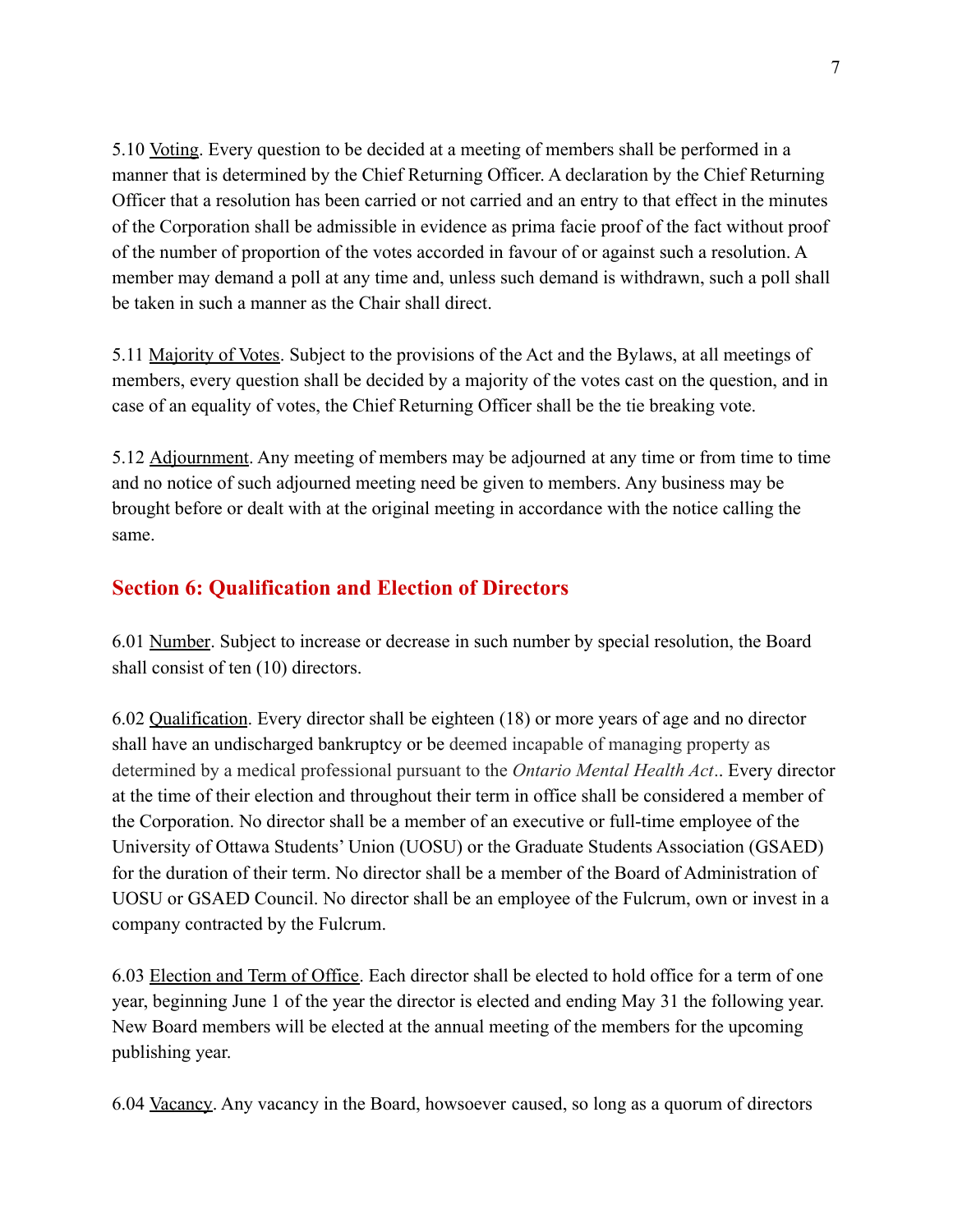5.10 Voting. Every question to be decided at a meeting of members shall be performed in a manner that is determined by the Chief Returning Officer. A declaration by the Chief Returning Officer that a resolution has been carried or not carried and an entry to that effect in the minutes of the Corporation shall be admissible in evidence as prima facie proof of the fact without proof of the number of proportion of the votes accorded in favour of or against such a resolution. A member may demand a poll at any time and, unless such demand is withdrawn, such a poll shall be taken in such a manner as the Chair shall direct.

5.11 Majority of Votes. Subject to the provisions of the Act and the Bylaws, at all meetings of members, every question shall be decided by a majority of the votes cast on the question, and in case of an equality of votes, the Chief Returning Officer shall be the tie breaking vote.

5.12 Adjournment. Any meeting of members may be adjourned at any time or from time to time and no notice of such adjourned meeting need be given to members. Any business may be brought before or dealt with at the original meeting in accordance with the notice calling the same.

## Section 6: Qualification and Election of Directors

6.01 Number. Subject to increase or decrease in such number by special resolution, the Board shall consist of ten (10) directors.

6.02 Qualification. Every director shall be eighteen (18) or more years of age and no director shall have an undischarged bankruptcy or be deemed incapable of managing property as determined by a medical professional pursuant to the *Ontario Mental Health Act*.. Every director at the time of their election and throughout their term in office shall be considered a member of the Corporation. No director shall be a member of an executive or full-time employee of the University of Ottawa Students' Union (UOSU) or the Graduate Students Association (GSAED) for the duration of their term. No director shall be a member of the Board of Administration of UOSU or GSAED Council. No director shall be an employee of the Fulcrum, own or invest in a company contracted by the Fulcrum.

6.03 Election and Term of Office. Each director shall be elected to hold office for a term of one year, beginning June 1 of the year the director is elected and ending May 31 the following year. New Board members will be elected at the annual meeting of the members for the upcoming publishing year.

6.04 Vacancy. Any vacancy in the Board, howsoever caused, so long as a quorum of directors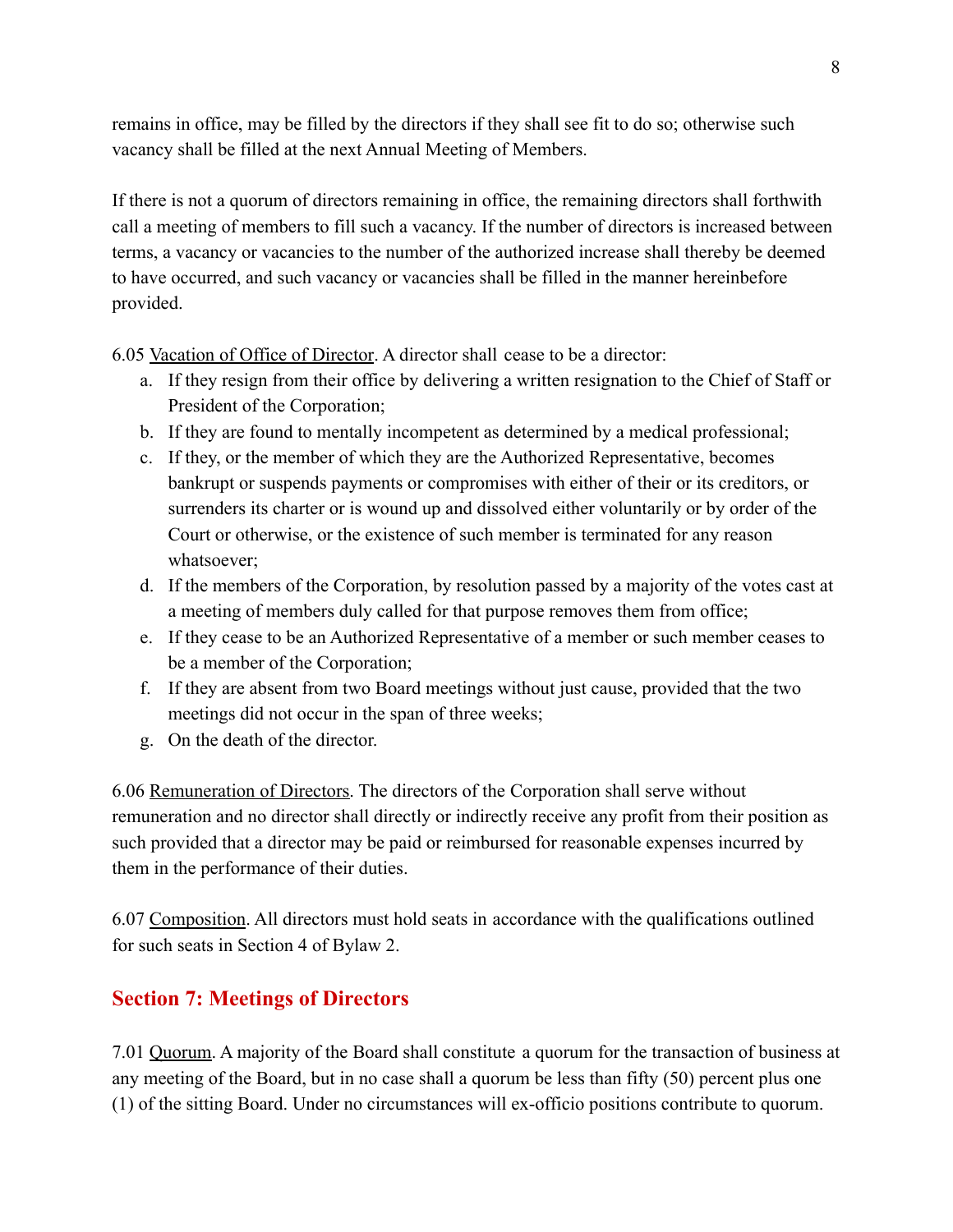remains in office, may be filled by the directors if they shall see fit to do so; otherwise such vacancy shall be filled at the next Annual Meeting of Members.

If there is not a quorum of directors remaining in office, the remaining directors shall forthwith call a meeting of members to fill such a vacancy. If the number of directors is increased between terms, a vacancy or vacancies to the number of the authorized increase shall thereby be deemed to have occurred, and such vacancy or vacancies shall be filled in the manner hereinbefore provided.

6.05 Vacation of Office of Director. A director shall cease to be a director:

a. If they resign from their office by delivering a written resignation to the Chief of Staff or President of the Corporation;
b. If they are found to mentally incompetent as determined by a medical professional;
c. If they, or the member of which they are the Authorized Representative, becomes bankrupt or suspends payments or compromises with either of their or its creditors, or surrenders its charter or is wound up and dissolved either voluntarily or by order of the Court or otherwise, or the existence of such member is terminated for any reason whatsoever;
d. If the members of the Corporation, by resolution passed by a majority of the votes cast at a meeting of members duly called for that purpose removes them from office;
e. If they cease to be an Authorized Representative of a member or such member ceases to be a member of the Corporation;
f. If they are absent from two Board meetings without just cause, provided that the two meetings did not occur in the span of three weeks;
g. On the death of the director.

6.06 Remuneration of Directors. The directors of the Corporation shall serve without remuneration and no director shall directly or indirectly receive any profit from their position as such provided that a director may be paid or reimbursed for reasonable expenses incurred by them in the performance of their duties.

6.07 Composition. All directors must hold seats in accordance with the qualifications outlined for such seats in Section 4 of Bylaw 2.

## Section 7: Meetings of Directors

7.01 Quorum. A majority of the Board shall constitute a quorum for the transaction of business at any meeting of the Board, but in no case shall a quorum be less than fifty (50) percent plus one (1) of the sitting Board. Under no circumstances will ex-officio positions contribute to quorum.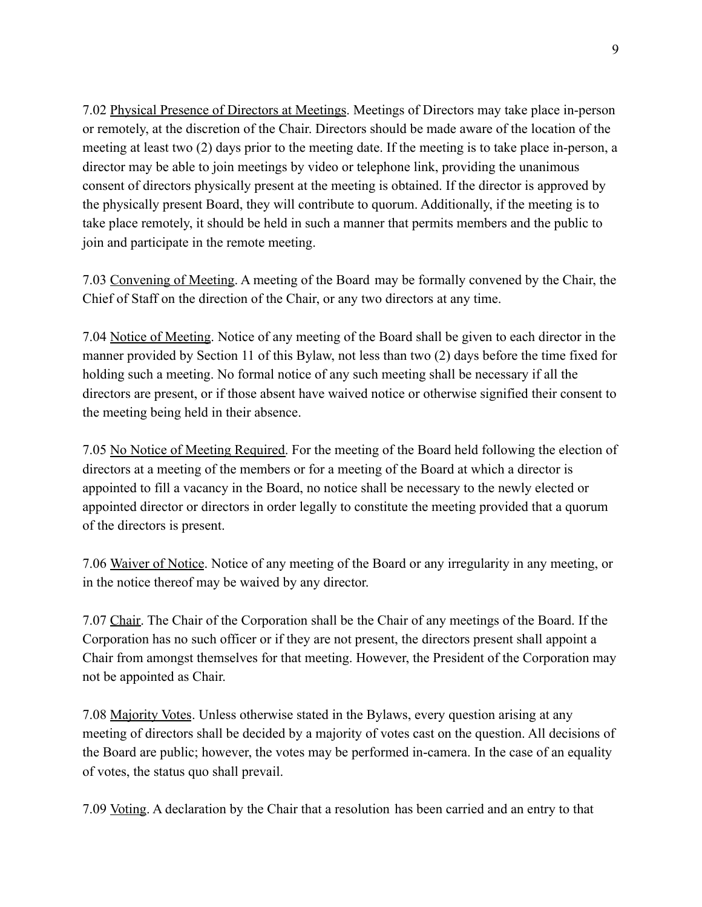7.02 Physical Presence of Directors at Meetings. Meetings of Directors may take place in-person or remotely, at the discretion of the Chair. Directors should be made aware of the location of the meeting at least two (2) days prior to the meeting date. If the meeting is to take place in-person, a director may be able to join meetings by video or telephone link, providing the unanimous consent of directors physically present at the meeting is obtained. If the director is approved by the physically present Board, they will contribute to quorum. Additionally, if the meeting is to take place remotely, it should be held in such a manner that permits members and the public to join and participate in the remote meeting.

7.03 Convening of Meeting. A meeting of the Board may be formally convened by the Chair, the Chief of Staff on the direction of the Chair, or any two directors at any time.

7.04 Notice of Meeting. Notice of any meeting of the Board shall be given to each director in the manner provided by Section 11 of this Bylaw, not less than two (2) days before the time fixed for holding such a meeting. No formal notice of any such meeting shall be necessary if all the directors are present, or if those absent have waived notice or otherwise signified their consent to the meeting being held in their absence.

7.05 No Notice of Meeting Required. For the meeting of the Board held following the election of directors at a meeting of the members or for a meeting of the Board at which a director is appointed to fill a vacancy in the Board, no notice shall be necessary to the newly elected or appointed director or directors in order legally to constitute the meeting provided that a quorum of the directors is present.

7.06 Waiver of Notice. Notice of any meeting of the Board or any irregularity in any meeting, or in the notice thereof may be waived by any director.

7.07 Chair. The Chair of the Corporation shall be the Chair of any meetings of the Board. If the Corporation has no such officer or if they are not present, the directors present shall appoint a Chair from amongst themselves for that meeting. However, the President of the Corporation may not be appointed as Chair.

7.08 Majority Votes. Unless otherwise stated in the Bylaws, every question arising at any meeting of directors shall be decided by a majority of votes cast on the question. All decisions of the Board are public; however, the votes may be performed in-camera. In the case of an equality of votes, the status quo shall prevail.

7.09 Voting. A declaration by the Chair that a resolution has been carried and an entry to that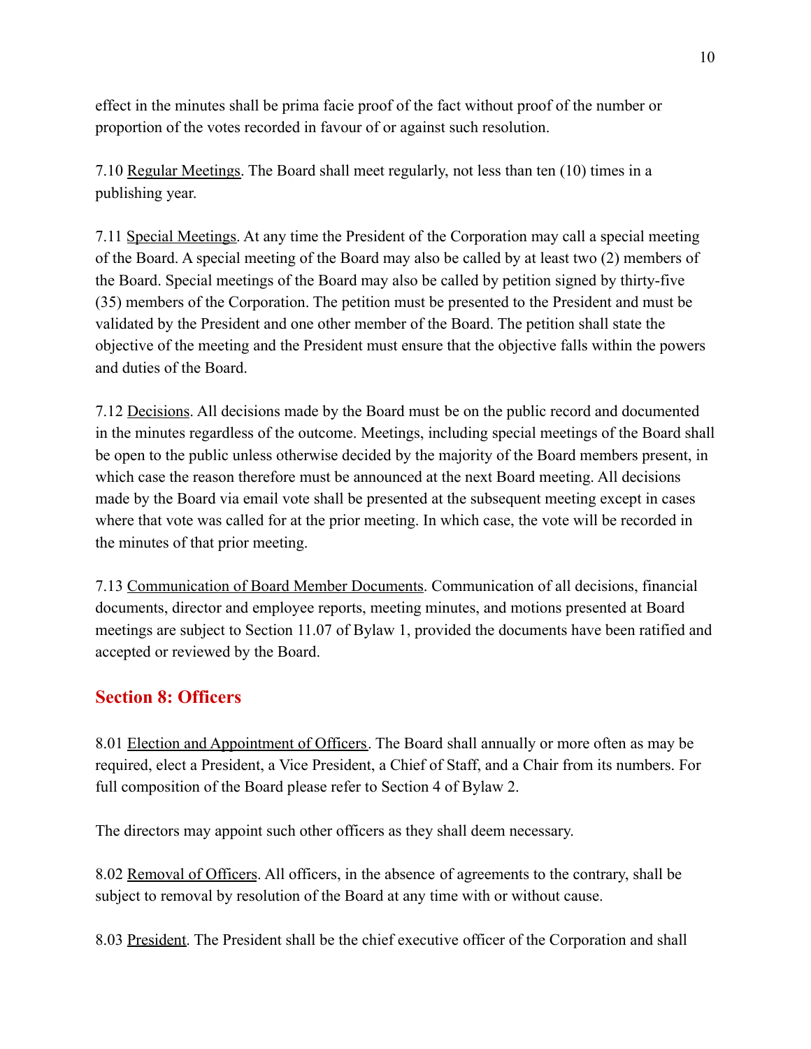effect in the minutes shall be prima facie proof of the fact without proof of the number or proportion of the votes recorded in favour of or against such resolution.

7.10 Regular Meetings. The Board shall meet regularly, not less than ten (10) times in a publishing year.

7.11 Special Meetings. At any time the President of the Corporation may call a special meeting of the Board. A special meeting of the Board may also be called by at least two (2) members of the Board. Special meetings of the Board may also be called by petition signed by thirty-five (35) members of the Corporation. The petition must be presented to the President and must be validated by the President and one other member of the Board. The petition shall state the objective of the meeting and the President must ensure that the objective falls within the powers and duties of the Board.

7.12 Decisions. All decisions made by the Board must be on the public record and documented in the minutes regardless of the outcome. Meetings, including special meetings of the Board shall be open to the public unless otherwise decided by the majority of the Board members present, in which case the reason therefore must be announced at the next Board meeting. All decisions made by the Board via email vote shall be presented at the subsequent meeting except in cases where that vote was called for at the prior meeting. In which case, the vote will be recorded in the minutes of that prior meeting.

7.13 Communication of Board Member Documents. Communication of all decisions, financial documents, director and employee reports, meeting minutes, and motions presented at Board meetings are subject to Section 11.07 of Bylaw 1, provided the documents have been ratified and accepted or reviewed by the Board.

## Section 8: Officers

8.01 Election and Appointment of Officers. The Board shall annually or more often as may be required, elect a President, a Vice President, a Chief of Staff, and a Chair from its numbers. For full composition of the Board please refer to Section 4 of Bylaw 2.

The directors may appoint such other officers as they shall deem necessary.

8.02 Removal of Officers. All officers, in the absence of agreements to the contrary, shall be subject to removal by resolution of the Board at any time with or without cause.

8.03 President. The President shall be the chief executive officer of the Corporation and shall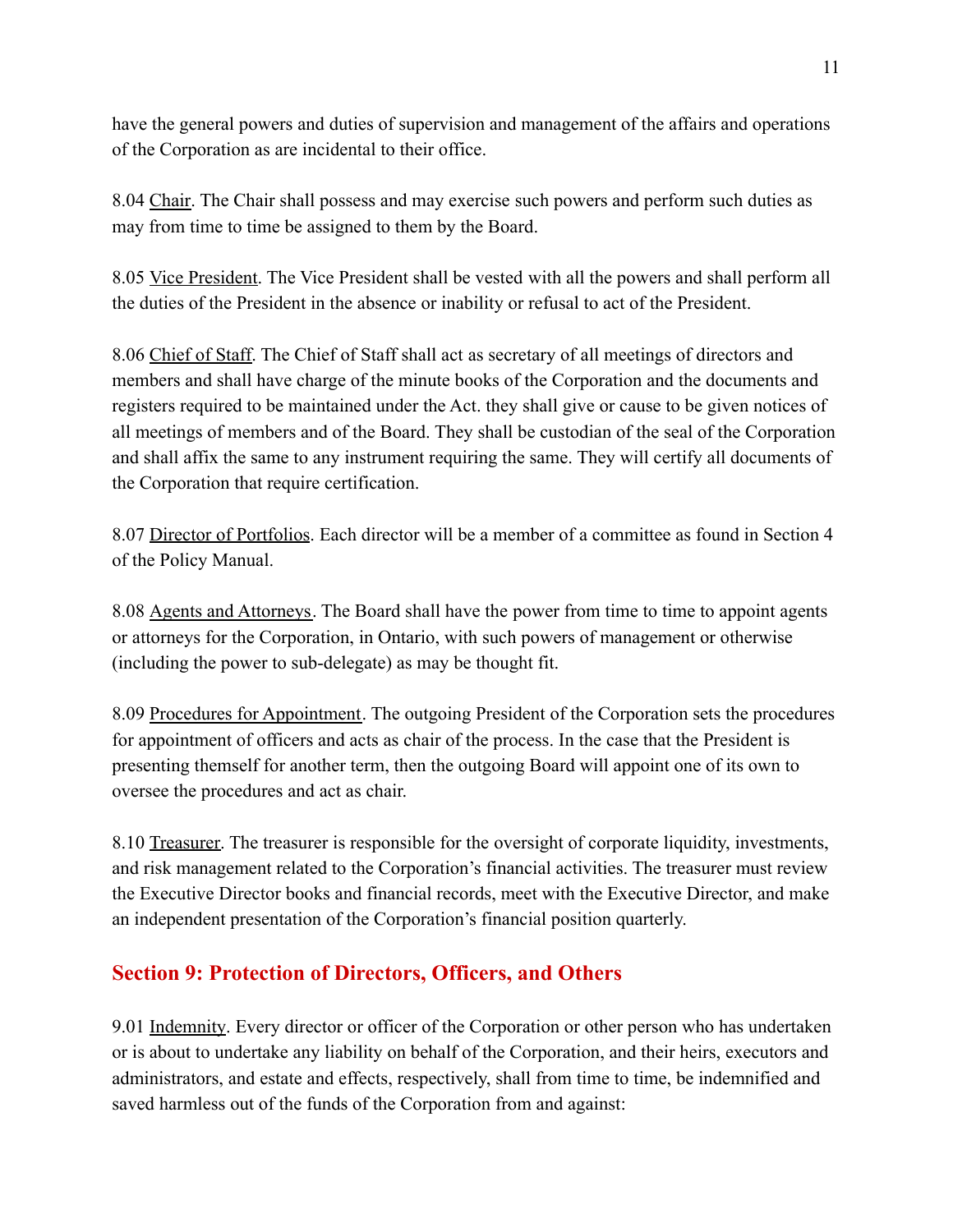have the general powers and duties of supervision and management of the affairs and operations of the Corporation as are incidental to their office.

8.04 Chair. The Chair shall possess and may exercise such powers and perform such duties as may from time to time be assigned to them by the Board.

8.05 Vice President. The Vice President shall be vested with all the powers and shall perform all the duties of the President in the absence or inability or refusal to act of the President.

8.06 Chief of Staff. The Chief of Staff shall act as secretary of all meetings of directors and members and shall have charge of the minute books of the Corporation and the documents and registers required to be maintained under the Act. they shall give or cause to be given notices of all meetings of members and of the Board. They shall be custodian of the seal of the Corporation and shall affix the same to any instrument requiring the same. They will certify all documents of the Corporation that require certification.

8.07 Director of Portfolios. Each director will be a member of a committee as found in Section 4 of the Policy Manual.

8.08 Agents and Attorneys. The Board shall have the power from time to time to appoint agents or attorneys for the Corporation, in Ontario, with such powers of management or otherwise (including the power to sub-delegate) as may be thought fit.

8.09 Procedures for Appointment. The outgoing President of the Corporation sets the procedures for appointment of officers and acts as chair of the process. In the case that the President is presenting themself for another term, then the outgoing Board will appoint one of its own to oversee the procedures and act as chair.

8.10 Treasurer. The treasurer is responsible for the oversight of corporate liquidity, investments, and risk management related to the Corporation's financial activities. The treasurer must review the Executive Director books and financial records, meet with the Executive Director, and make an independent presentation of the Corporation's financial position quarterly.

## Section 9: Protection of Directors, Officers, and Others

9.01 Indemnity. Every director or officer of the Corporation or other person who has undertaken or is about to undertake any liability on behalf of the Corporation, and their heirs, executors and administrators, and estate and effects, respectively, shall from time to time, be indemnified and saved harmless out of the funds of the Corporation from and against: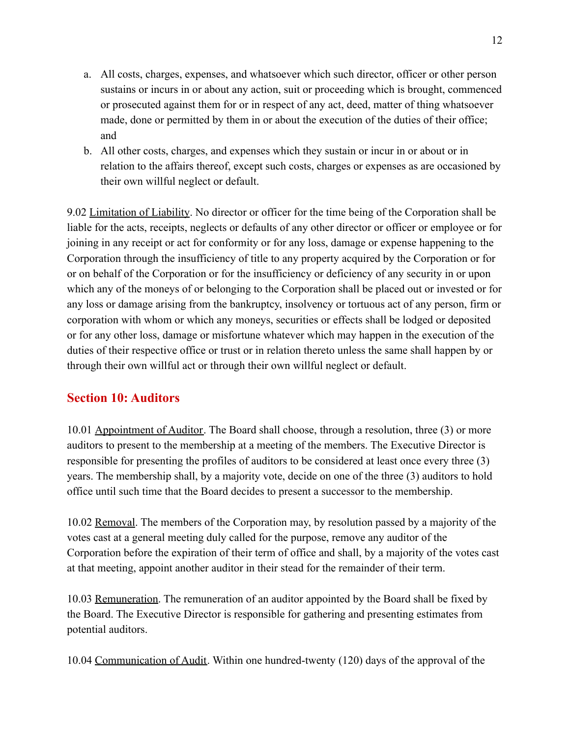a. All costs, charges, expenses, and whatsoever which such director, officer or other person sustains or incurs in or about any action, suit or proceeding which is brought, commenced or prosecuted against them for or in respect of any act, deed, matter of thing whatsoever made, done or permitted by them in or about the execution of the duties of their office; and
b. All other costs, charges, and expenses which they sustain or incur in or about or in relation to the affairs thereof, except such costs, charges or expenses as are occasioned by their own willful neglect or default.

9.02 Limitation of Liability. No director or officer for the time being of the Corporation shall be liable for the acts, receipts, neglects or defaults of any other director or officer or employee or for joining in any receipt or act for conformity or for any loss, damage or expense happening to the Corporation through the insufficiency of title to any property acquired by the Corporation or for or on behalf of the Corporation or for the insufficiency or deficiency of any security in or upon which any of the moneys of or belonging to the Corporation shall be placed out or invested or for any loss or damage arising from the bankruptcy, insolvency or tortuous act of any person, firm or corporation with whom or which any moneys, securities or effects shall be lodged or deposited or for any other loss, damage or misfortune whatever which may happen in the execution of the duties of their respective office or trust or in relation thereto unless the same shall happen by or through their own willful act or through their own willful neglect or default.

## Section 10: Auditors

10.01 Appointment of Auditor. The Board shall choose, through a resolution, three (3) or more auditors to present to the membership at a meeting of the members. The Executive Director is responsible for presenting the profiles of auditors to be considered at least once every three (3) years. The membership shall, by a majority vote, decide on one of the three (3) auditors to hold office until such time that the Board decides to present a successor to the membership.

10.02 Removal. The members of the Corporation may, by resolution passed by a majority of the votes cast at a general meeting duly called for the purpose, remove any auditor of the Corporation before the expiration of their term of office and shall, by a majority of the votes cast at that meeting, appoint another auditor in their stead for the remainder of their term.

10.03 Remuneration. The remuneration of an auditor appointed by the Board shall be fixed by the Board. The Executive Director is responsible for gathering and presenting estimates from potential auditors.

10.04 Communication of Audit. Within one hundred-twenty (120) days of the approval of the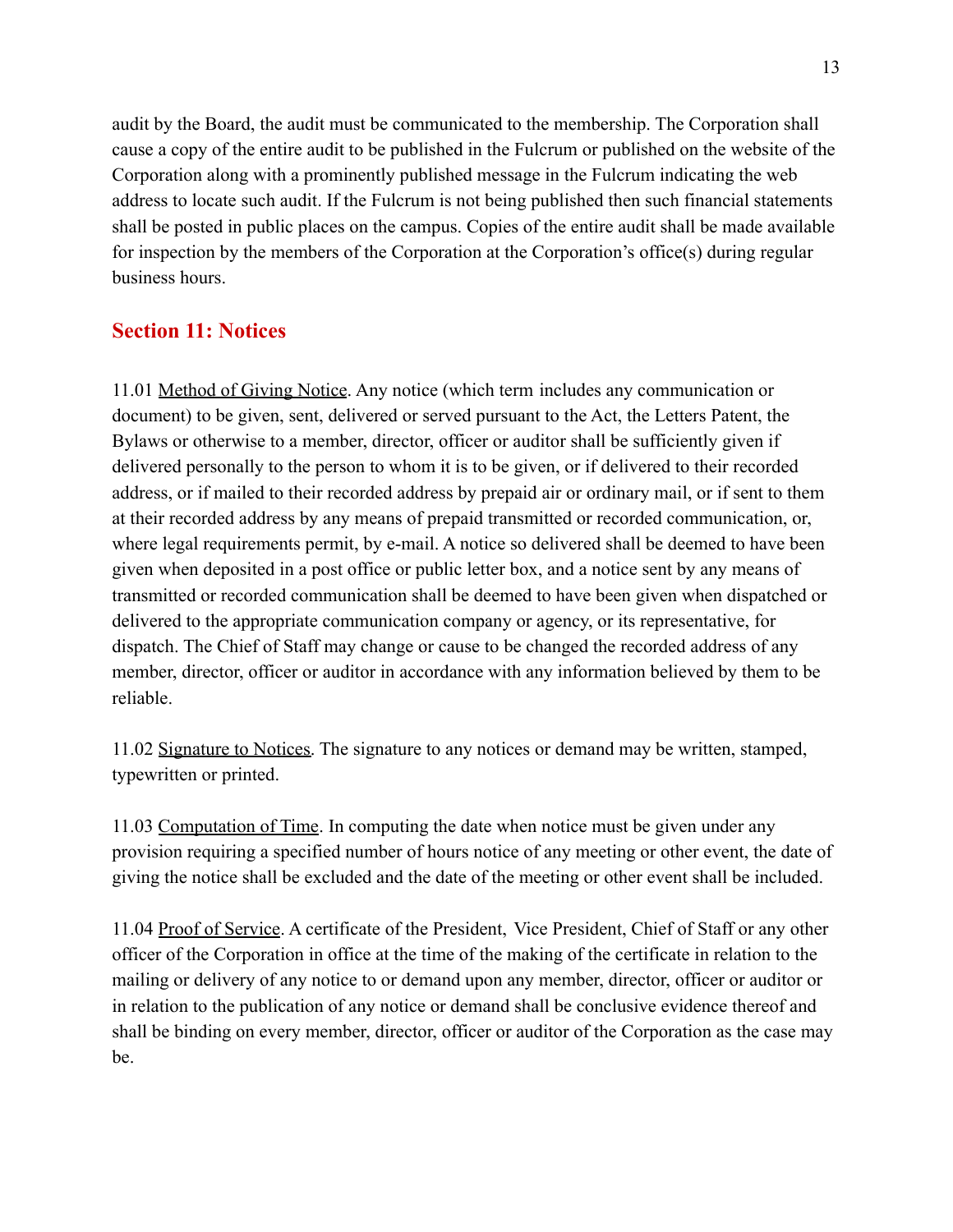audit by the Board, the audit must be communicated to the membership. The Corporation shall cause a copy of the entire audit to be published in the Fulcrum or published on the website of the Corporation along with a prominently published message in the Fulcrum indicating the web address to locate such audit. If the Fulcrum is not being published then such financial statements shall be posted in public places on the campus. Copies of the entire audit shall be made available for inspection by the members of the Corporation at the Corporation's office(s) during regular business hours.

## Section 11: Notices

11.01 Method of Giving Notice. Any notice (which term includes any communication or document) to be given, sent, delivered or served pursuant to the Act, the Letters Patent, the Bylaws or otherwise to a member, director, officer or auditor shall be sufficiently given if delivered personally to the person to whom it is to be given, or if delivered to their recorded address, or if mailed to their recorded address by prepaid air or ordinary mail, or if sent to them at their recorded address by any means of prepaid transmitted or recorded communication, or, where legal requirements permit, by e-mail. A notice so delivered shall be deemed to have been given when deposited in a post office or public letter box, and a notice sent by any means of transmitted or recorded communication shall be deemed to have been given when dispatched or delivered to the appropriate communication company or agency, or its representative, for dispatch. The Chief of Staff may change or cause to be changed the recorded address of any member, director, officer or auditor in accordance with any information believed by them to be reliable.

11.02 Signature to Notices. The signature to any notices or demand may be written, stamped, typewritten or printed.

11.03 Computation of Time. In computing the date when notice must be given under any provision requiring a specified number of hours notice of any meeting or other event, the date of giving the notice shall be excluded and the date of the meeting or other event shall be included.

11.04 Proof of Service. A certificate of the President, Vice President, Chief of Staff or any other officer of the Corporation in office at the time of the making of the certificate in relation to the mailing or delivery of any notice to or demand upon any member, director, officer or auditor or in relation to the publication of any notice or demand shall be conclusive evidence thereof and shall be binding on every member, director, officer or auditor of the Corporation as the case may be.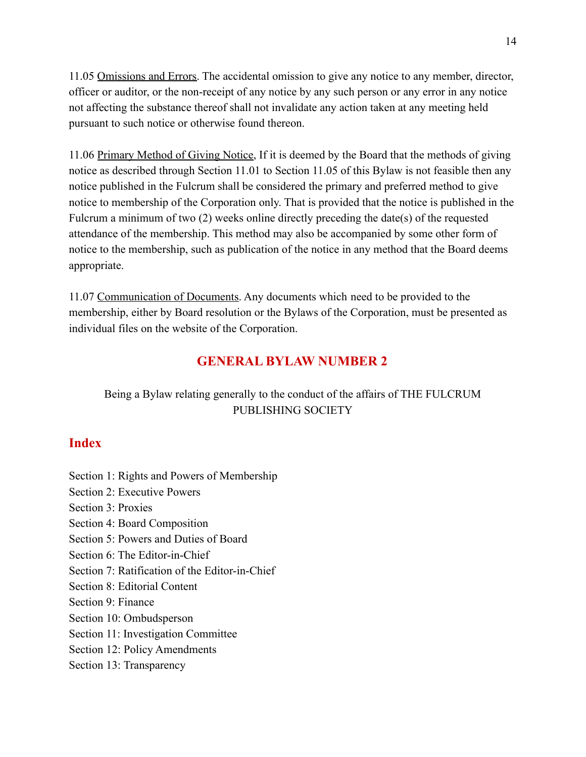11.05 Omissions and Errors. The accidental omission to give any notice to any member, director, officer or auditor, or the non-receipt of any notice by any such person or any error in any notice not affecting the substance thereof shall not invalidate any action taken at any meeting held pursuant to such notice or otherwise found thereon.

11.06 Primary Method of Giving Notice, If it is deemed by the Board that the methods of giving notice as described through Section 11.01 to Section 11.05 of this Bylaw is not feasible then any notice published in the Fulcrum shall be considered the primary and preferred method to give notice to membership of the Corporation only. That is provided that the notice is published in the Fulcrum a minimum of two (2) weeks online directly preceding the date(s) of the requested attendance of the membership. This method may also be accompanied by some other form of notice to the membership, such as publication of the notice in any method that the Board deems appropriate.

11.07 Communication of Documents. Any documents which need to be provided to the membership, either by Board resolution or the Bylaws of the Corporation, must be presented as individual files on the website of the Corporation.

# GENERAL BYLAW NUMBER 2

Being a Bylaw relating generally to the conduct of the affairs of THE FULCRUM PUBLISHING SOCIETY

## Index

Section 1: Rights and Powers of Membership
Section 2: Executive Powers
Section 3: Proxies
Section 4: Board Composition
Section 5: Powers and Duties of Board
Section 6: The Editor-in-Chief
Section 7: Ratification of the Editor-in-Chief
Section 8: Editorial Content
Section 9: Finance
Section 10: Ombudsperson
Section 11: Investigation Committee
Section 12: Policy Amendments
Section 13: Transparency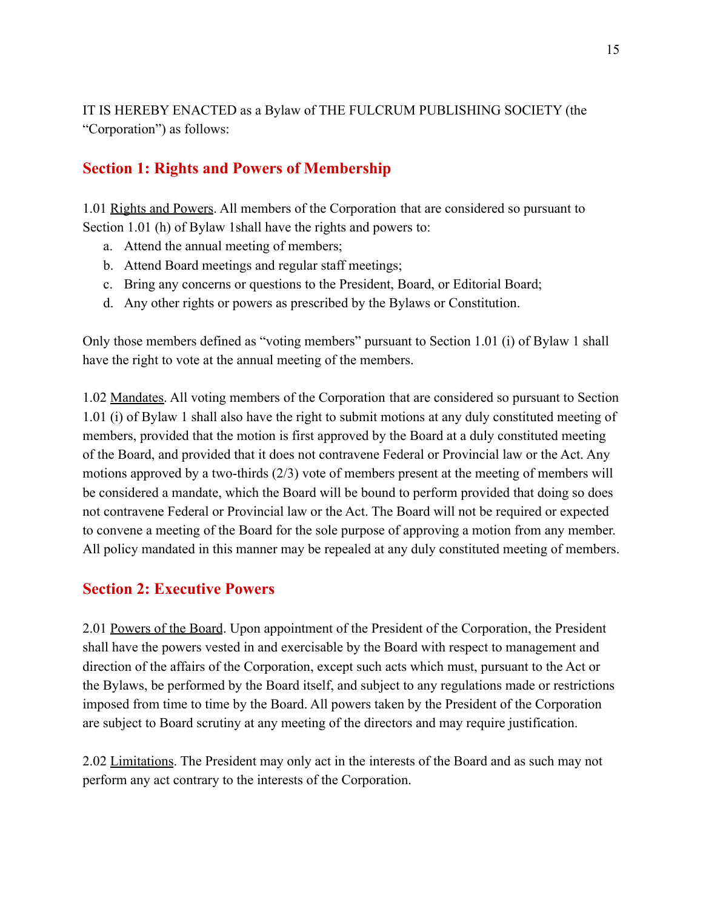IT IS HEREBY ENACTED as a Bylaw of THE FULCRUM PUBLISHING SOCIETY (the "Corporation") as follows:

## Section 1: Rights and Powers of Membership

1.01 Rights and Powers. All members of the Corporation that are considered so pursuant to Section 1.01 (h) of Bylaw 1shall have the rights and powers to:

a. Attend the annual meeting of members;
b. Attend Board meetings and regular staff meetings;
c. Bring any concerns or questions to the President, Board, or Editorial Board;
d. Any other rights or powers as prescribed by the Bylaws or Constitution.

Only those members defined as "voting members" pursuant to Section 1.01 (i) of Bylaw 1 shall have the right to vote at the annual meeting of the members.

1.02 Mandates. All voting members of the Corporation that are considered so pursuant to Section 1.01 (i) of Bylaw 1 shall also have the right to submit motions at any duly constituted meeting of members, provided that the motion is first approved by the Board at a duly constituted meeting of the Board, and provided that it does not contravene Federal or Provincial law or the Act. Any motions approved by a two-thirds (2/3) vote of members present at the meeting of members will be considered a mandate, which the Board will be bound to perform provided that doing so does not contravene Federal or Provincial law or the Act. The Board will not be required or expected to convene a meeting of the Board for the sole purpose of approving a motion from any member. All policy mandated in this manner may be repealed at any duly constituted meeting of members.

## Section 2: Executive Powers

2.01 Powers of the Board. Upon appointment of the President of the Corporation, the President shall have the powers vested in and exercisable by the Board with respect to management and direction of the affairs of the Corporation, except such acts which must, pursuant to the Act or the Bylaws, be performed by the Board itself, and subject to any regulations made or restrictions imposed from time to time by the Board. All powers taken by the President of the Corporation are subject to Board scrutiny at any meeting of the directors and may require justification.

2.02 Limitations. The President may only act in the interests of the Board and as such may not perform any act contrary to the interests of the Corporation.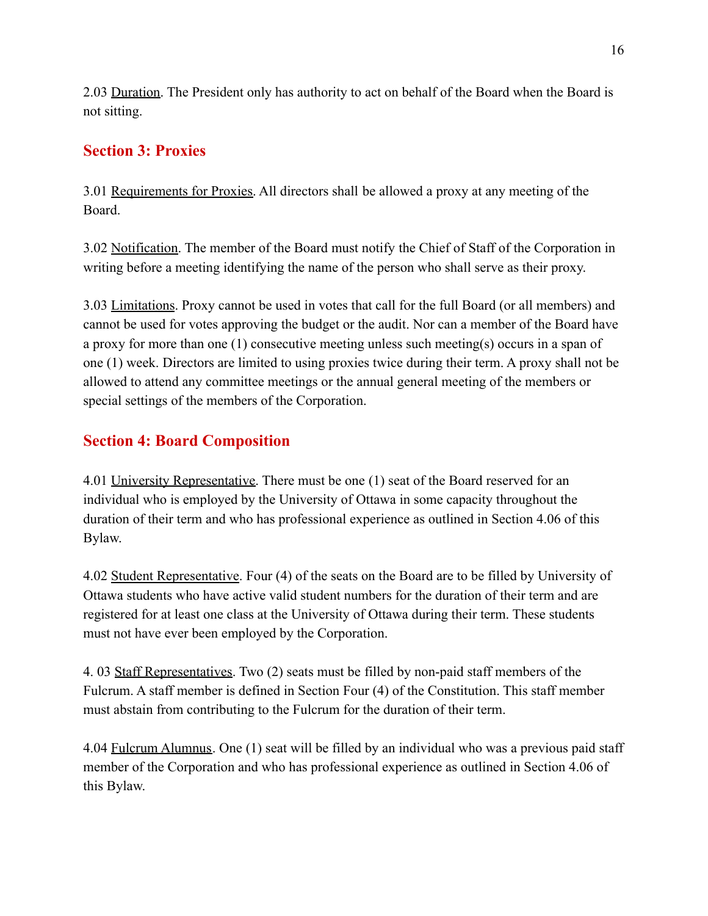2.03 Duration. The President only has authority to act on behalf of the Board when the Board is not sitting.

## Section 3: Proxies

3.01 Requirements for Proxies. All directors shall be allowed a proxy at any meeting of the Board.

3.02 Notification. The member of the Board must notify the Chief of Staff of the Corporation in writing before a meeting identifying the name of the person who shall serve as their proxy.

3.03 Limitations. Proxy cannot be used in votes that call for the full Board (or all members) and cannot be used for votes approving the budget or the audit. Nor can a member of the Board have a proxy for more than one (1) consecutive meeting unless such meeting(s) occurs in a span of one (1) week. Directors are limited to using proxies twice during their term. A proxy shall not be allowed to attend any committee meetings or the annual general meeting of the members or special settings of the members of the Corporation.

## Section 4: Board Composition

4.01 University Representative. There must be one (1) seat of the Board reserved for an individual who is employed by the University of Ottawa in some capacity throughout the duration of their term and who has professional experience as outlined in Section 4.06 of this Bylaw.

4.02 Student Representative. Four (4) of the seats on the Board are to be filled by University of Ottawa students who have active valid student numbers for the duration of their term and are registered for at least one class at the University of Ottawa during their term. These students must not have ever been employed by the Corporation.

4. 03 Staff Representatives. Two (2) seats must be filled by non-paid staff members of the Fulcrum. A staff member is defined in Section Four (4) of the Constitution. This staff member must abstain from contributing to the Fulcrum for the duration of their term.

4.04 Fulcrum Alumnus. One (1) seat will be filled by an individual who was a previous paid staff member of the Corporation and who has professional experience as outlined in Section 4.06 of this Bylaw.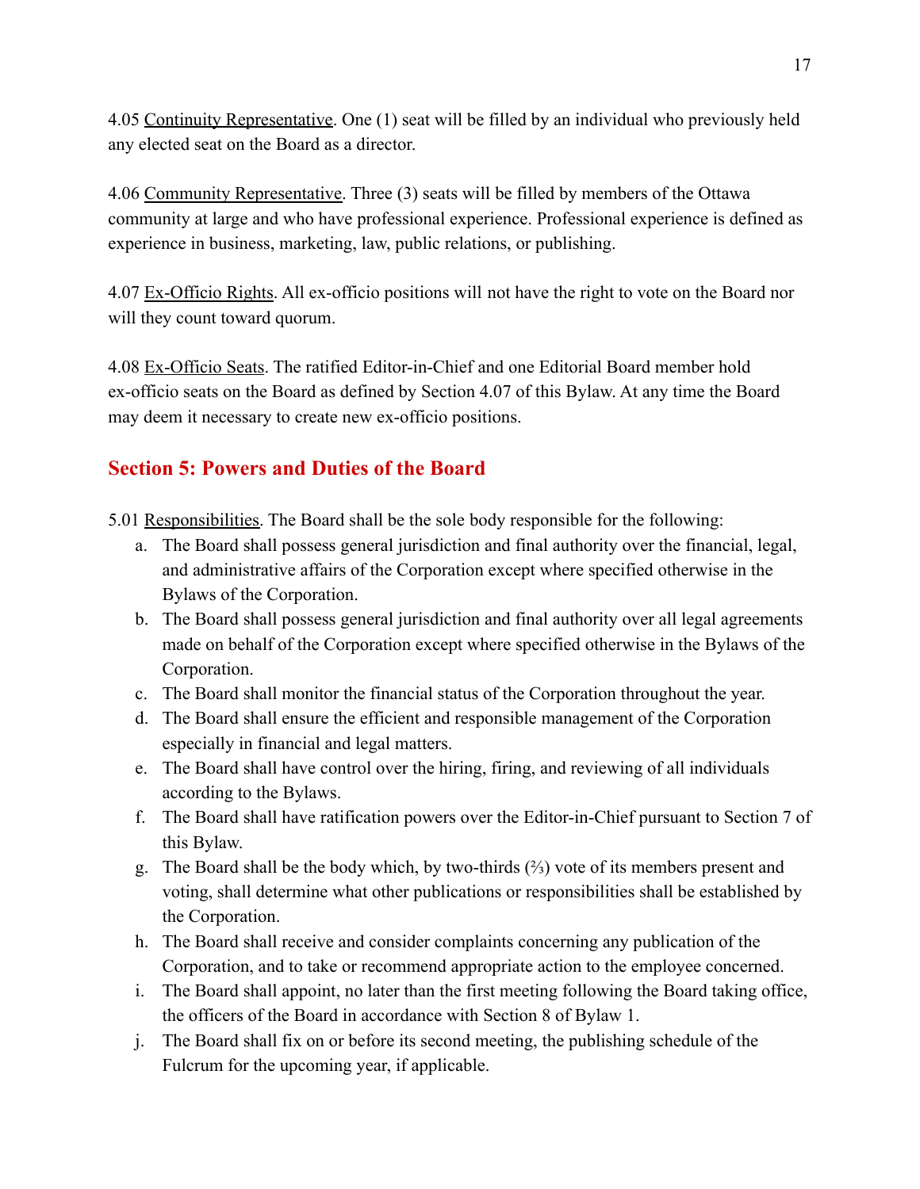4.05 Continuity Representative. One (1) seat will be filled by an individual who previously held any elected seat on the Board as a director.

4.06 Community Representative. Three (3) seats will be filled by members of the Ottawa community at large and who have professional experience. Professional experience is defined as experience in business, marketing, law, public relations, or publishing.

4.07 Ex-Officio Rights. All ex-officio positions will not have the right to vote on the Board nor will they count toward quorum.

4.08 Ex-Officio Seats. The ratified Editor-in-Chief and one Editorial Board member hold ex-officio seats on the Board as defined by Section 4.07 of this Bylaw. At any time the Board may deem it necessary to create new ex-officio positions.

## Section 5: Powers and Duties of the Board

5.01 Responsibilities. The Board shall be the sole body responsible for the following:

a. The Board shall possess general jurisdiction and final authority over the financial, legal, and administrative affairs of the Corporation except where specified otherwise in the Bylaws of the Corporation.
b. The Board shall possess general jurisdiction and final authority over all legal agreements made on behalf of the Corporation except where specified otherwise in the Bylaws of the Corporation.
c. The Board shall monitor the financial status of the Corporation throughout the year.
d. The Board shall ensure the efficient and responsible management of the Corporation especially in financial and legal matters.
e. The Board shall have control over the hiring, firing, and reviewing of all individuals according to the Bylaws.
f. The Board shall have ratification powers over the Editor-in-Chief pursuant to Section 7 of this Bylaw.
g. The Board shall be the body which, by two-thirds (⅔) vote of its members present and voting, shall determine what other publications or responsibilities shall be established by the Corporation.
h. The Board shall receive and consider complaints concerning any publication of the Corporation, and to take or recommend appropriate action to the employee concerned.
i. The Board shall appoint, no later than the first meeting following the Board taking office, the officers of the Board in accordance with Section 8 of Bylaw 1.
j. The Board shall fix on or before its second meeting, the publishing schedule of the Fulcrum for the upcoming year, if applicable.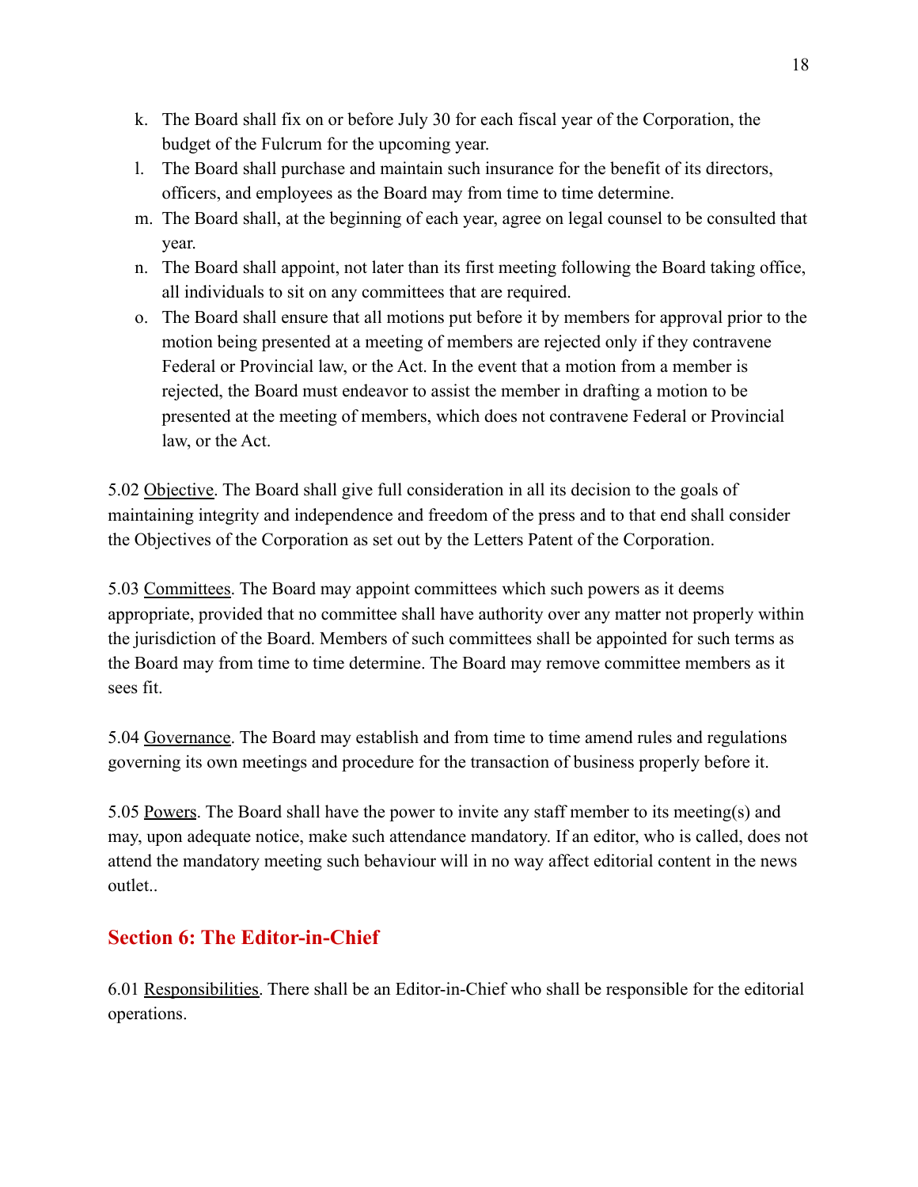k. The Board shall fix on or before July 30 for each fiscal year of the Corporation, the budget of the Fulcrum for the upcoming year.
l. The Board shall purchase and maintain such insurance for the benefit of its directors, officers, and employees as the Board may from time to time determine.
m. The Board shall, at the beginning of each year, agree on legal counsel to be consulted that year.
n. The Board shall appoint, not later than its first meeting following the Board taking office, all individuals to sit on any committees that are required.
o. The Board shall ensure that all motions put before it by members for approval prior to the motion being presented at a meeting of members are rejected only if they contravene Federal or Provincial law, or the Act. In the event that a motion from a member is rejected, the Board must endeavor to assist the member in drafting a motion to be presented at the meeting of members, which does not contravene Federal or Provincial law, or the Act.

5.02 Objective. The Board shall give full consideration in all its decision to the goals of maintaining integrity and independence and freedom of the press and to that end shall consider the Objectives of the Corporation as set out by the Letters Patent of the Corporation.

5.03 Committees. The Board may appoint committees which such powers as it deems appropriate, provided that no committee shall have authority over any matter not properly within the jurisdiction of the Board. Members of such committees shall be appointed for such terms as the Board may from time to time determine. The Board may remove committee members as it sees fit.

5.04 Governance. The Board may establish and from time to time amend rules and regulations governing its own meetings and procedure for the transaction of business properly before it.

5.05 Powers. The Board shall have the power to invite any staff member to its meeting(s) and may, upon adequate notice, make such attendance mandatory. If an editor, who is called, does not attend the mandatory meeting such behaviour will in no way affect editorial content in the news outlet..

## Section 6: The Editor-in-Chief

6.01 Responsibilities. There shall be an Editor-in-Chief who shall be responsible for the editorial operations.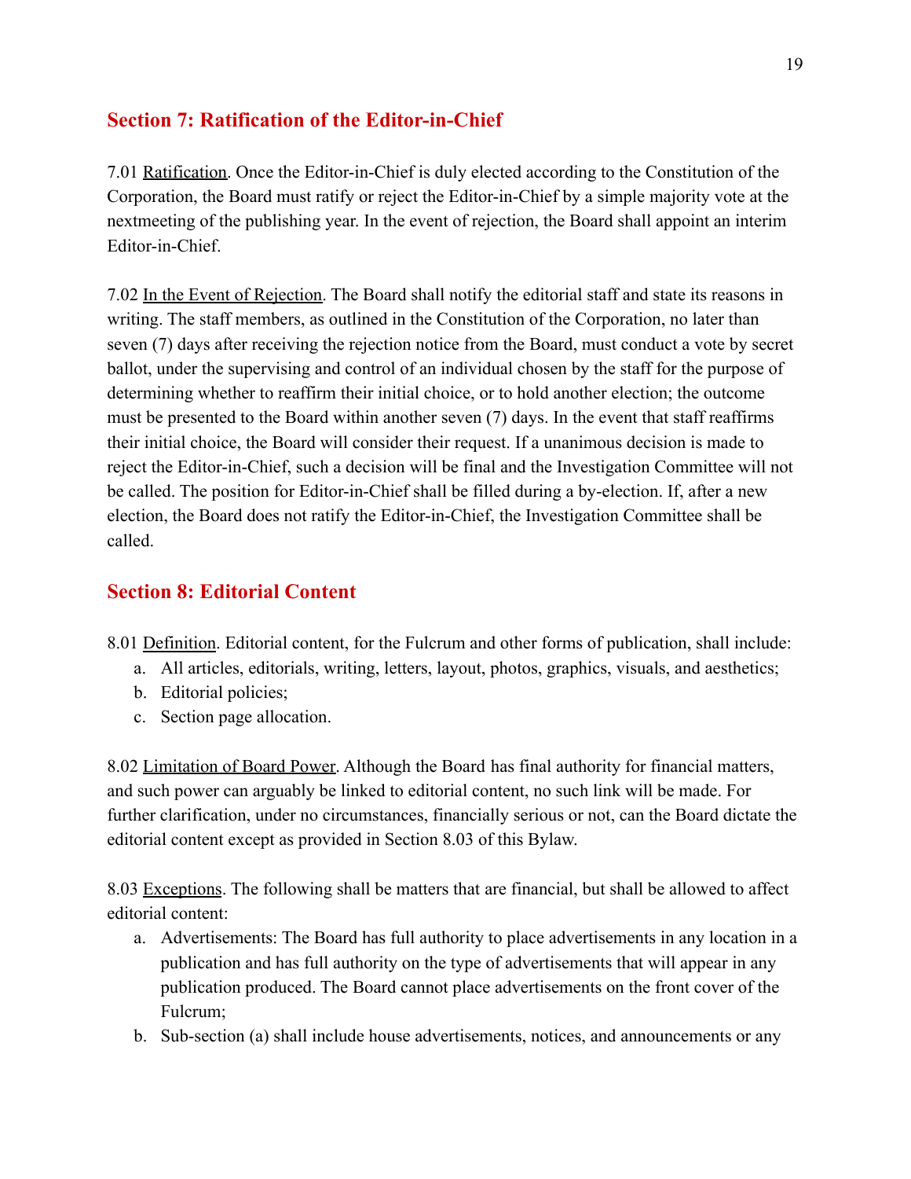## Section 7: Ratification of the Editor-in-Chief

7.01 Ratification. Once the Editor-in-Chief is duly elected according to the Constitution of the Corporation, the Board must ratify or reject the Editor-in-Chief by a simple majority vote at the nextmeeting of the publishing year. In the event of rejection, the Board shall appoint an interim Editor-in-Chief.

7.02 In the Event of Rejection. The Board shall notify the editorial staff and state its reasons in writing. The staff members, as outlined in the Constitution of the Corporation, no later than seven (7) days after receiving the rejection notice from the Board, must conduct a vote by secret ballot, under the supervising and control of an individual chosen by the staff for the purpose of determining whether to reaffirm their initial choice, or to hold another election; the outcome must be presented to the Board within another seven (7) days. In the event that staff reaffirms their initial choice, the Board will consider their request. If a unanimous decision is made to reject the Editor-in-Chief, such a decision will be final and the Investigation Committee will not be called. The position for Editor-in-Chief shall be filled during a by-election. If, after a new election, the Board does not ratify the Editor-in-Chief, the Investigation Committee shall be called.

## Section 8: Editorial Content

8.01 Definition. Editorial content, for the Fulcrum and other forms of publication, shall include:

a. All articles, editorials, writing, letters, layout, photos, graphics, visuals, and aesthetics;
b. Editorial policies;
c. Section page allocation.

8.02 Limitation of Board Power. Although the Board has final authority for financial matters, and such power can arguably be linked to editorial content, no such link will be made. For further clarification, under no circumstances, financially serious or not, can the Board dictate the editorial content except as provided in Section 8.03 of this Bylaw.

8.03 Exceptions. The following shall be matters that are financial, but shall be allowed to affect editorial content:

a. Advertisements: The Board has full authority to place advertisements in any location in a publication and has full authority on the type of advertisements that will appear in any publication produced. The Board cannot place advertisements on the front cover of the Fulcrum;
b. Sub-section (a) shall include house advertisements, notices, and announcements or any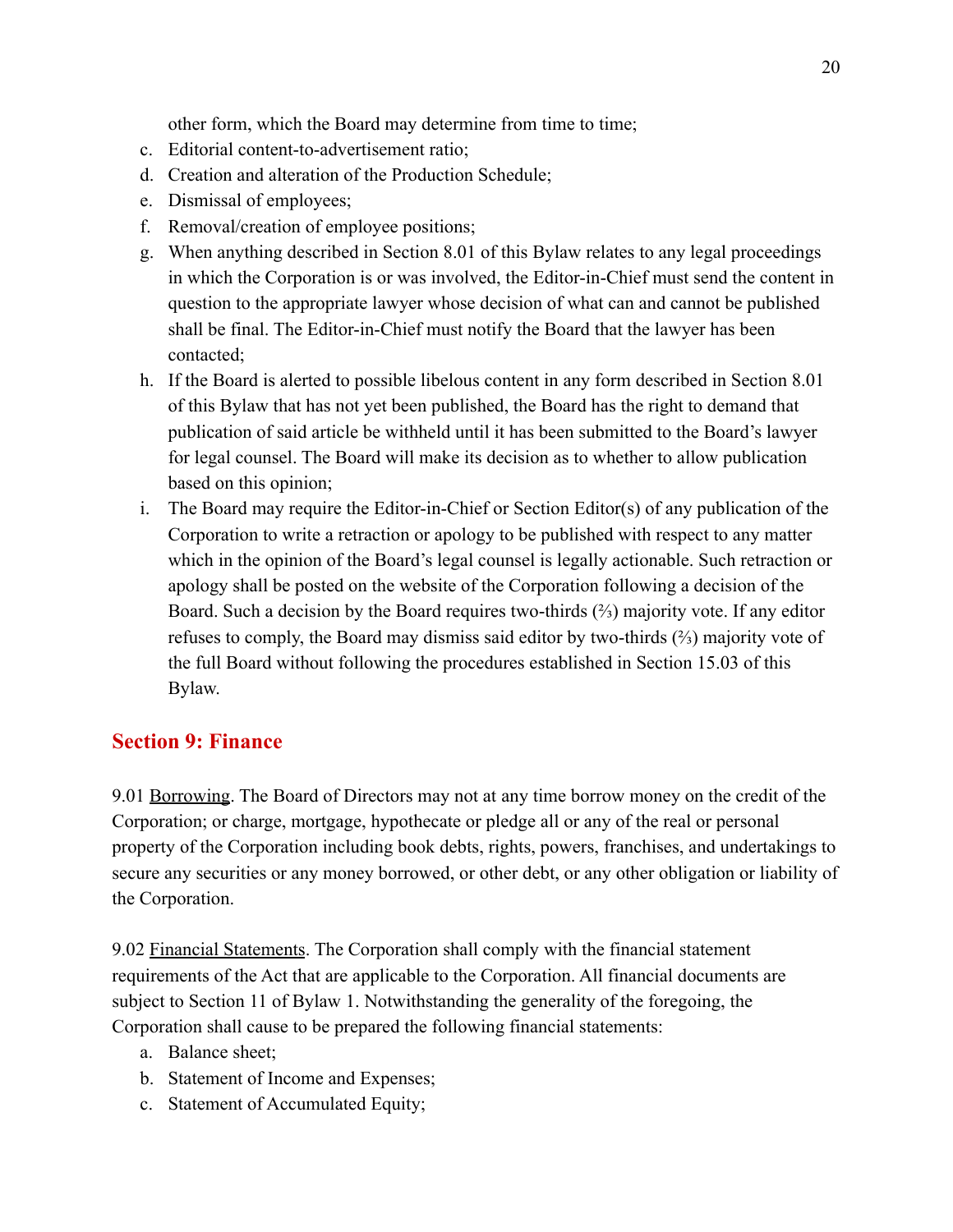other form, which the Board may determine from time to time;

c. Editorial content-to-advertisement ratio;
d. Creation and alteration of the Production Schedule;
e. Dismissal of employees;
f. Removal/creation of employee positions;
g. When anything described in Section 8.01 of this Bylaw relates to any legal proceedings in which the Corporation is or was involved, the Editor-in-Chief must send the content in question to the appropriate lawyer whose decision of what can and cannot be published shall be final. The Editor-in-Chief must notify the Board that the lawyer has been contacted;
h. If the Board is alerted to possible libelous content in any form described in Section 8.01 of this Bylaw that has not yet been published, the Board has the right to demand that publication of said article be withheld until it has been submitted to the Board's lawyer for legal counsel. The Board will make its decision as to whether to allow publication based on this opinion;
i. The Board may require the Editor-in-Chief or Section Editor(s) of any publication of the Corporation to write a retraction or apology to be published with respect to any matter which in the opinion of the Board's legal counsel is legally actionable. Such retraction or apology shall be posted on the website of the Corporation following a decision of the Board. Such a decision by the Board requires two-thirds (⅔) majority vote. If any editor refuses to comply, the Board may dismiss said editor by two-thirds (⅔) majority vote of the full Board without following the procedures established in Section 15.03 of this Bylaw.

## Section 9: Finance

9.01 Borrowing. The Board of Directors may not at any time borrow money on the credit of the Corporation; or charge, mortgage, hypothecate or pledge all or any of the real or personal property of the Corporation including book debts, rights, powers, franchises, and undertakings to secure any securities or any money borrowed, or other debt, or any other obligation or liability of the Corporation.

9.02 Financial Statements. The Corporation shall comply with the financial statement requirements of the Act that are applicable to the Corporation. All financial documents are subject to Section 11 of Bylaw 1. Notwithstanding the generality of the foregoing, the Corporation shall cause to be prepared the following financial statements:

a. Balance sheet;
b. Statement of Income and Expenses;
c. Statement of Accumulated Equity;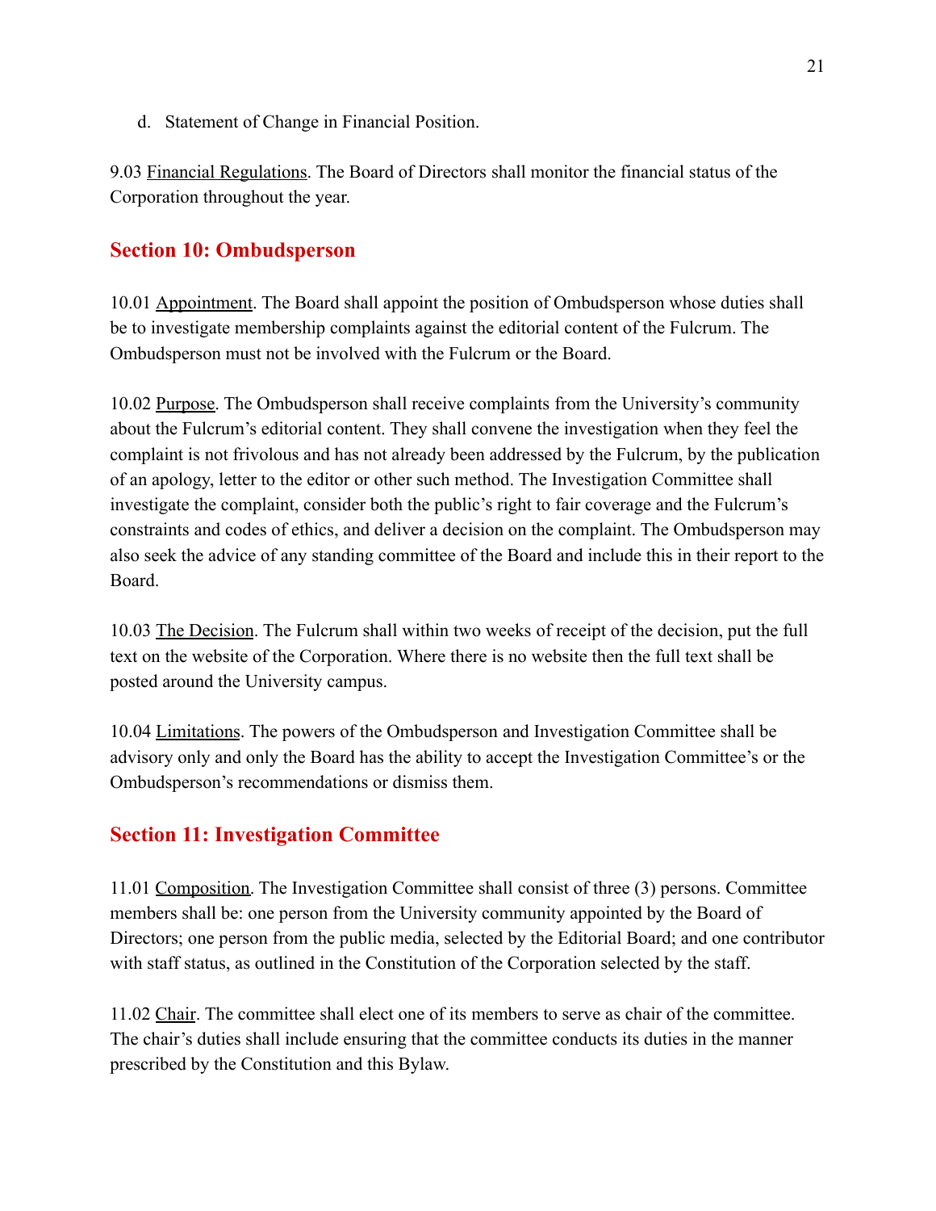d. Statement of Change in Financial Position.

9.03 Financial Regulations. The Board of Directors shall monitor the financial status of the Corporation throughout the year.

## Section 10: Ombudsperson

10.01 Appointment. The Board shall appoint the position of Ombudsperson whose duties shall be to investigate membership complaints against the editorial content of the Fulcrum. The Ombudsperson must not be involved with the Fulcrum or the Board.

10.02 Purpose. The Ombudsperson shall receive complaints from the University's community about the Fulcrum's editorial content. They shall convene the investigation when they feel the complaint is not frivolous and has not already been addressed by the Fulcrum, by the publication of an apology, letter to the editor or other such method. The Investigation Committee shall investigate the complaint, consider both the public's right to fair coverage and the Fulcrum's constraints and codes of ethics, and deliver a decision on the complaint. The Ombudsperson may also seek the advice of any standing committee of the Board and include this in their report to the Board.

10.03 The Decision. The Fulcrum shall within two weeks of receipt of the decision, put the full text on the website of the Corporation. Where there is no website then the full text shall be posted around the University campus.

10.04 Limitations. The powers of the Ombudsperson and Investigation Committee shall be advisory only and only the Board has the ability to accept the Investigation Committee's or the Ombudsperson's recommendations or dismiss them.

## Section 11: Investigation Committee

11.01 Composition. The Investigation Committee shall consist of three (3) persons. Committee members shall be: one person from the University community appointed by the Board of Directors; one person from the public media, selected by the Editorial Board; and one contributor with staff status, as outlined in the Constitution of the Corporation selected by the staff.

11.02 Chair. The committee shall elect one of its members to serve as chair of the committee. The chair's duties shall include ensuring that the committee conducts its duties in the manner prescribed by the Constitution and this Bylaw.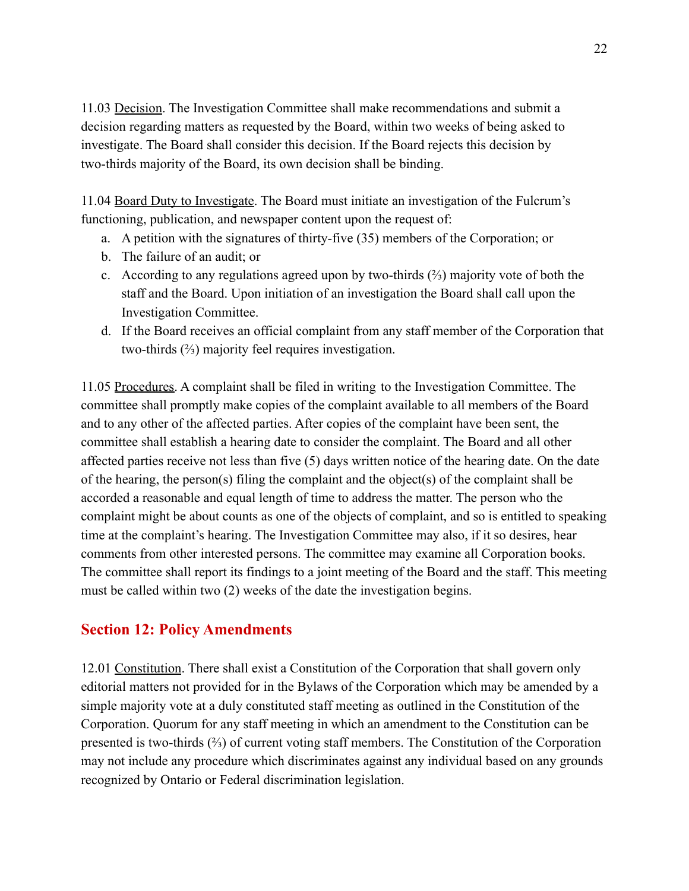11.03 Decision. The Investigation Committee shall make recommendations and submit a decision regarding matters as requested by the Board, within two weeks of being asked to investigate. The Board shall consider this decision. If the Board rejects this decision by two-thirds majority of the Board, its own decision shall be binding.

11.04 Board Duty to Investigate. The Board must initiate an investigation of the Fulcrum's functioning, publication, and newspaper content upon the request of:

a. A petition with the signatures of thirty-five (35) members of the Corporation; or
b. The failure of an audit; or
c. According to any regulations agreed upon by two-thirds (⅔) majority vote of both the staff and the Board. Upon initiation of an investigation the Board shall call upon the Investigation Committee.
d. If the Board receives an official complaint from any staff member of the Corporation that two-thirds (⅔) majority feel requires investigation.

11.05 Procedures. A complaint shall be filed in writing to the Investigation Committee. The committee shall promptly make copies of the complaint available to all members of the Board and to any other of the affected parties. After copies of the complaint have been sent, the committee shall establish a hearing date to consider the complaint. The Board and all other affected parties receive not less than five (5) days written notice of the hearing date. On the date of the hearing, the person(s) filing the complaint and the object(s) of the complaint shall be accorded a reasonable and equal length of time to address the matter. The person who the complaint might be about counts as one of the objects of complaint, and so is entitled to speaking time at the complaint's hearing. The Investigation Committee may also, if it so desires, hear comments from other interested persons. The committee may examine all Corporation books. The committee shall report its findings to a joint meeting of the Board and the staff. This meeting must be called within two (2) weeks of the date the investigation begins.

## Section 12: Policy Amendments

12.01 Constitution. There shall exist a Constitution of the Corporation that shall govern only editorial matters not provided for in the Bylaws of the Corporation which may be amended by a simple majority vote at a duly constituted staff meeting as outlined in the Constitution of the Corporation. Quorum for any staff meeting in which an amendment to the Constitution can be presented is two-thirds (⅔) of current voting staff members. The Constitution of the Corporation may not include any procedure which discriminates against any individual based on any grounds recognized by Ontario or Federal discrimination legislation.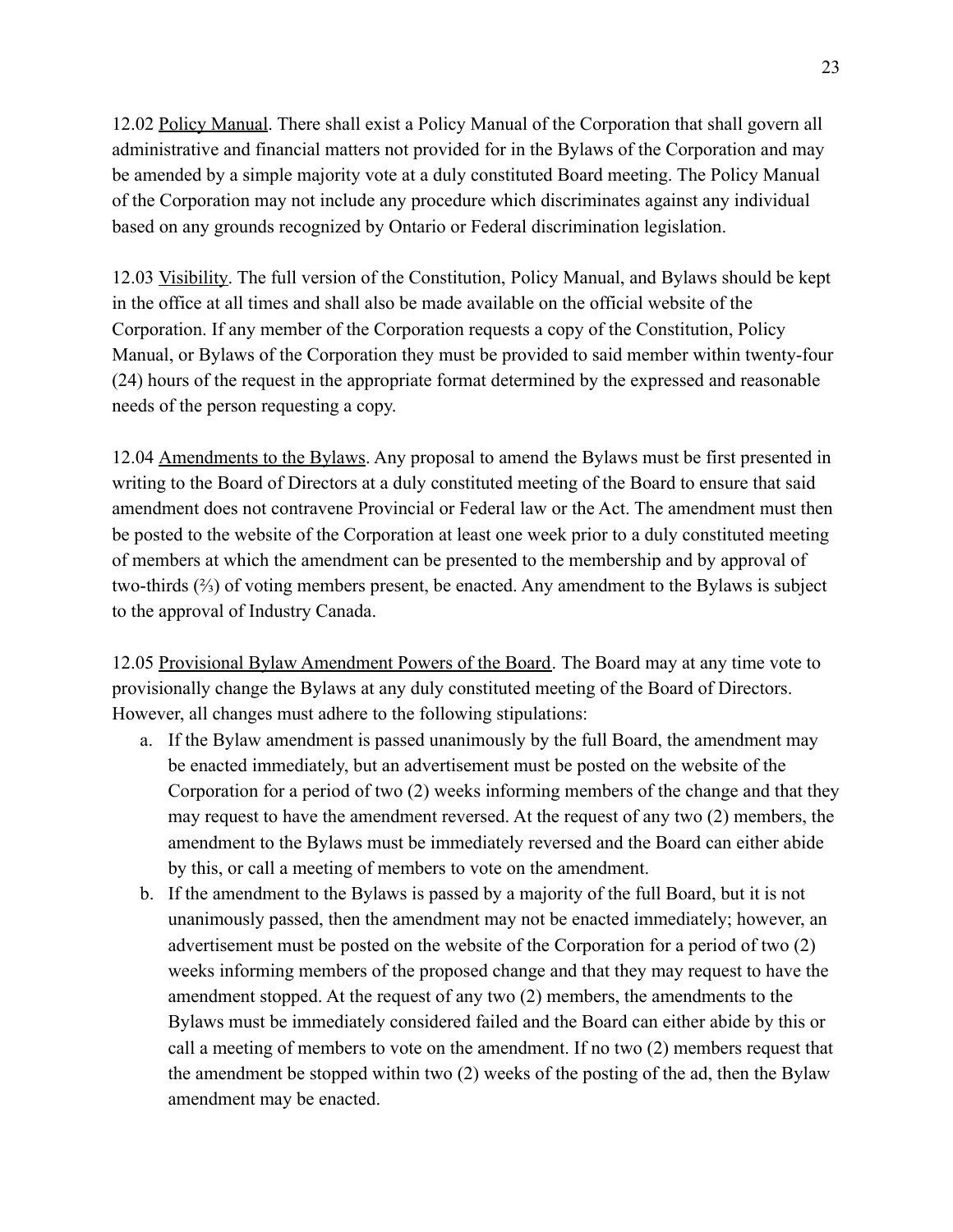12.02 Policy Manual. There shall exist a Policy Manual of the Corporation that shall govern all administrative and financial matters not provided for in the Bylaws of the Corporation and may be amended by a simple majority vote at a duly constituted Board meeting. The Policy Manual of the Corporation may not include any procedure which discriminates against any individual based on any grounds recognized by Ontario or Federal discrimination legislation.

12.03 Visibility. The full version of the Constitution, Policy Manual, and Bylaws should be kept in the office at all times and shall also be made available on the official website of the Corporation. If any member of the Corporation requests a copy of the Constitution, Policy Manual, or Bylaws of the Corporation they must be provided to said member within twenty-four (24) hours of the request in the appropriate format determined by the expressed and reasonable needs of the person requesting a copy.

12.04 Amendments to the Bylaws. Any proposal to amend the Bylaws must be first presented in writing to the Board of Directors at a duly constituted meeting of the Board to ensure that said amendment does not contravene Provincial or Federal law or the Act. The amendment must then be posted to the website of the Corporation at least one week prior to a duly constituted meeting of members at which the amendment can be presented to the membership and by approval of two-thirds (⅔) of voting members present, be enacted. Any amendment to the Bylaws is subject to the approval of Industry Canada.

12.05 Provisional Bylaw Amendment Powers of the Board. The Board may at any time vote to provisionally change the Bylaws at any duly constituted meeting of the Board of Directors. However, all changes must adhere to the following stipulations:

a. If the Bylaw amendment is passed unanimously by the full Board, the amendment may be enacted immediately, but an advertisement must be posted on the website of the Corporation for a period of two (2) weeks informing members of the change and that they may request to have the amendment reversed. At the request of any two (2) members, the amendment to the Bylaws must be immediately reversed and the Board can either abide by this, or call a meeting of members to vote on the amendment.
b. If the amendment to the Bylaws is passed by a majority of the full Board, but it is not unanimously passed, then the amendment may not be enacted immediately; however, an advertisement must be posted on the website of the Corporation for a period of two (2) weeks informing members of the proposed change and that they may request to have the amendment stopped. At the request of any two (2) members, the amendments to the Bylaws must be immediately considered failed and the Board can either abide by this or call a meeting of members to vote on the amendment. If no two (2) members request that the amendment be stopped within two (2) weeks of the posting of the ad, then the Bylaw amendment may be enacted.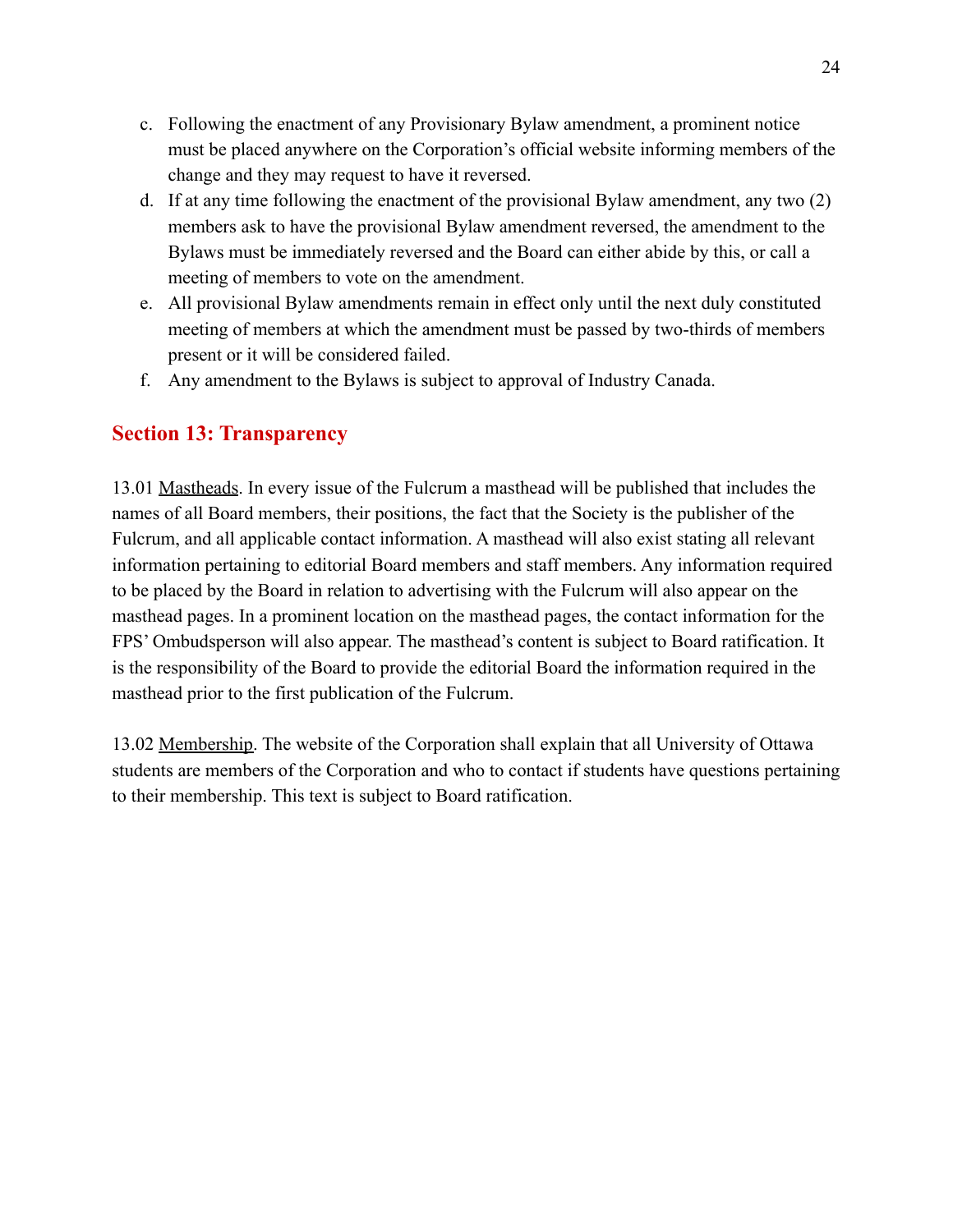c. Following the enactment of any Provisionary Bylaw amendment, a prominent notice must be placed anywhere on the Corporation's official website informing members of the change and they may request to have it reversed.
d. If at any time following the enactment of the provisional Bylaw amendment, any two (2) members ask to have the provisional Bylaw amendment reversed, the amendment to the Bylaws must be immediately reversed and the Board can either abide by this, or call a meeting of members to vote on the amendment.
e. All provisional Bylaw amendments remain in effect only until the next duly constituted meeting of members at which the amendment must be passed by two-thirds of members present or it will be considered failed.
f. Any amendment to the Bylaws is subject to approval of Industry Canada.

## Section 13: Transparency

13.01 Mastheads. In every issue of the Fulcrum a masthead will be published that includes the names of all Board members, their positions, the fact that the Society is the publisher of the Fulcrum, and all applicable contact information. A masthead will also exist stating all relevant information pertaining to editorial Board members and staff members. Any information required to be placed by the Board in relation to advertising with the Fulcrum will also appear on the masthead pages. In a prominent location on the masthead pages, the contact information for the FPS' Ombudsperson will also appear. The masthead's content is subject to Board ratification. It is the responsibility of the Board to provide the editorial Board the information required in the masthead prior to the first publication of the Fulcrum.

13.02 Membership. The website of the Corporation shall explain that all University of Ottawa students are members of the Corporation and who to contact if students have questions pertaining to their membership. This text is subject to Board ratification.